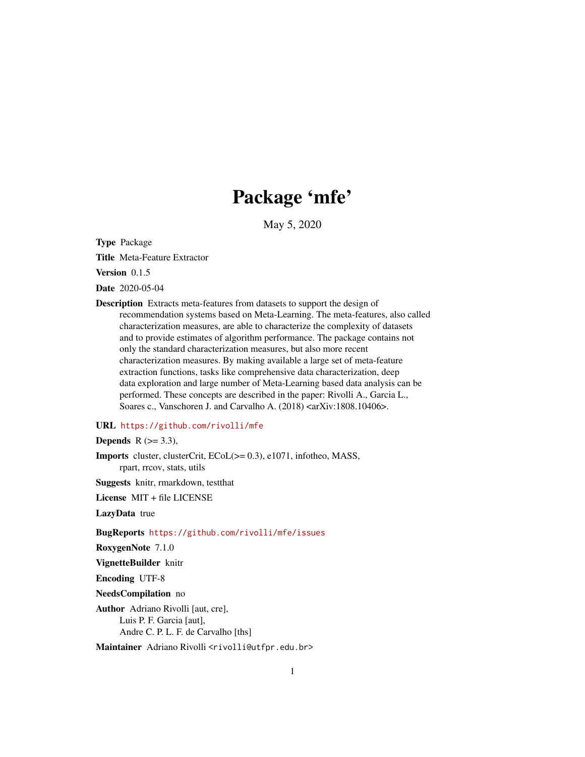# Package 'mfe'

May 5, 2020

**Type** Package

**Title** Meta-Feature Extractor

**Version** 0.1.5

**Date** 2020-05-04

**Description** Extracts meta-features from datasets to support the design of recommendation systems based on Meta-Learning. The meta-features, also called characterization measures, are able to characterize the complexity of datasets and to provide estimates of algorithm performance. The package contains not only the standard characterization measures, but also more recent characterization measures. By making available a large set of meta-feature extraction functions, tasks like comprehensive data characterization, deep data exploration and large number of Meta-Learning based data analysis can be performed. These concepts are described in the paper: Rivolli A., Garcia L., Soares c., Vanschoren J. and Carvalho A. (2018) <arXiv:1808.10406>.

**URL** https://github.com/rivolli/mfe

**Depends** R (>= 3.3),

**Imports** cluster, clusterCrit, ECoL(>= 0.3), e1071, infotheo, MASS, rpart, rrcov, stats, utils

**Suggests** knitr, rmarkdown, testthat

**License** MIT + file LICENSE

**LazyData** true

**BugReports** https://github.com/rivolli/mfe/issues

**RoxygenNote** 7.1.0

**VignetteBuilder** knitr

**Encoding** UTF-8

**NeedsCompilation** no

**Author** Adriano Rivolli [aut, cre],
Luis P. F. Garcia [aut],
Andre C. P. L. F. de Carvalho [ths]

**Maintainer** Adriano Rivolli <rivolli@utfpr.edu.br>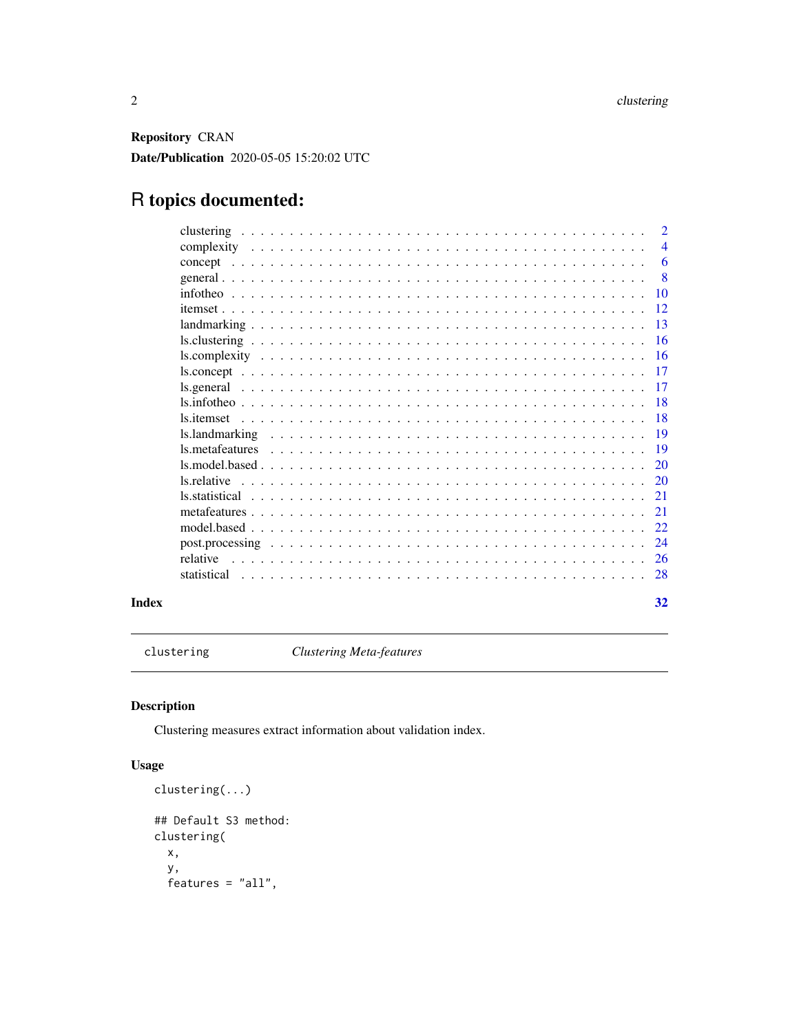**Repository** CRAN

**Date/Publication** 2020-05-05 15:20:02 UTC

# R topics documented:

| | |
|---|---|
| clustering | 2 |
| complexity | 4 |
| concept | 6 |
| general | 8 |
| infotheo | 10 |
| itemset | 12 |
| landmarking | 13 |
| ls.clustering | 16 |
| ls.complexity | 16 |
| ls.concept | 17 |
| ls.general | 17 |
| ls.infotheo | 18 |
| ls.itemset | 18 |
| ls.landmarking | 19 |
| ls.metafeatures | 19 |
| ls.model.based | 20 |
| ls.relative | 20 |
| ls.statistical | 21 |
| metafeatures | 21 |
| model.based | 22 |
| post.processing | 24 |
| relative | 26 |
| statistical | 28 |
| **Index** | **32** |

---

`clustering` *Clustering Meta-features*

---

## Description

Clustering measures extract information about validation index.

## Usage

```
clustering(...)

## Default S3 method:
clustering(
  x,
  y,
  features = "all",
```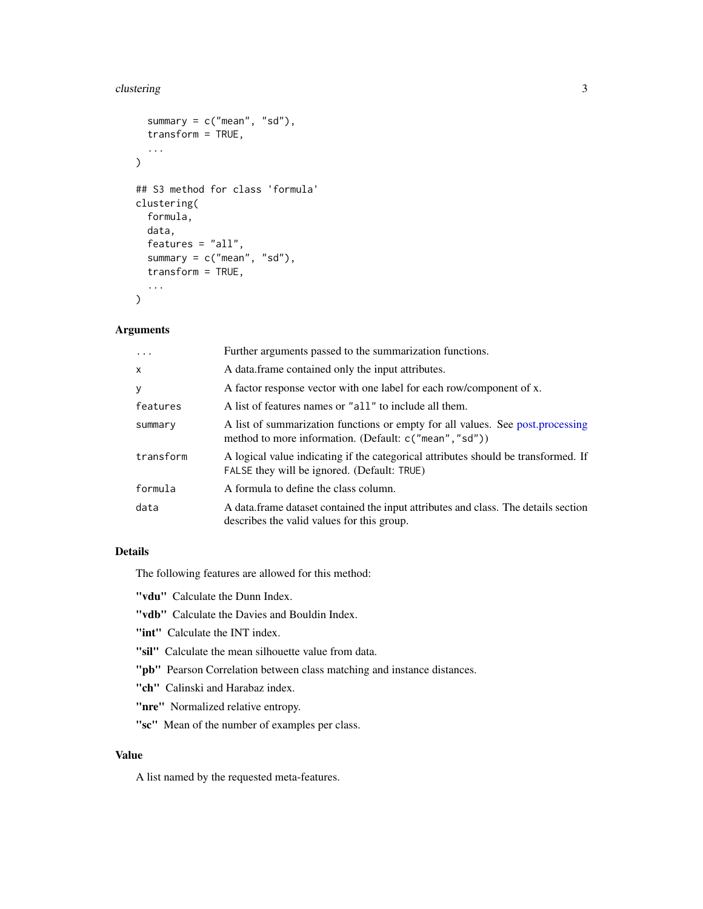```
  summary = c("mean", "sd"),
  transform = TRUE,
  ...
)

## S3 method for class 'formula'
clustering(
  formula,
  data,
  features = "all",
  summary = c("mean", "sd"),
  transform = TRUE,
  ...
)
```

## Arguments

| | |
|---|---|
| `...` | Further arguments passed to the summarization functions. |
| `x` | A data.frame contained only the input attributes. |
| `y` | A factor response vector with one label for each row/component of x. |
| `features` | A list of features names or `"all"` to include all them. |
| `summary` | A list of summarization functions or empty for all values. See post.processing method to more information. (Default: `c("mean","sd")`) |
| `transform` | A logical value indicating if the categorical attributes should be transformed. If `FALSE` they will be ignored. (Default: `TRUE`) |
| `formula` | A formula to define the class column. |
| `data` | A data.frame dataset contained the input attributes and class. The details section describes the valid values for this group. |

## Details

The following features are allowed for this method:

**"vdu"** Calculate the Dunn Index.

**"vdb"** Calculate the Davies and Bouldin Index.

**"int"** Calculate the INT index.

**"sil"** Calculate the mean silhouette value from data.

**"pb"** Pearson Correlation between class matching and instance distances.

**"ch"** Calinski and Harabaz index.

**"nre"** Normalized relative entropy.

**"sc"** Mean of the number of examples per class.

## Value

A list named by the requested meta-features.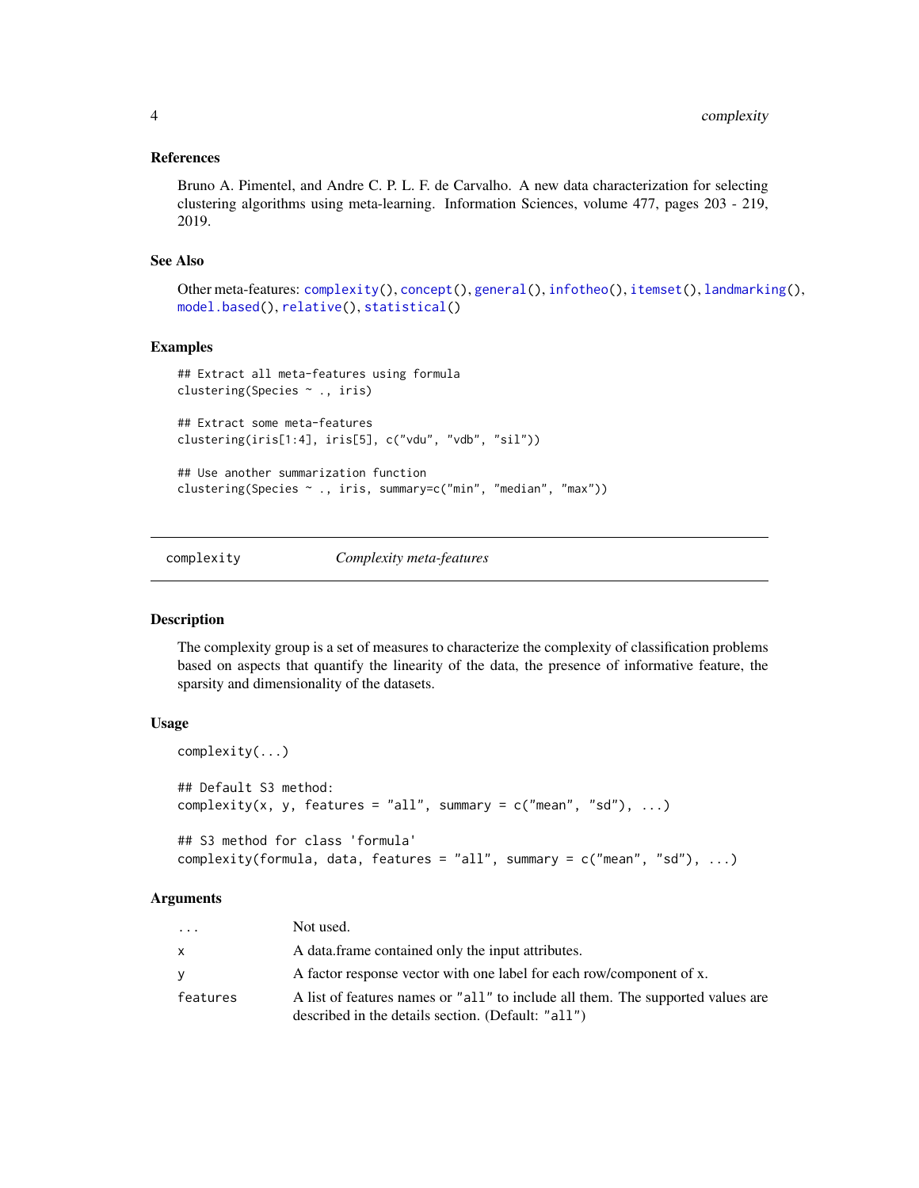### References

Bruno A. Pimentel, and Andre C. P. L. F. de Carvalho. A new data characterization for selecting clustering algorithms using meta-learning. Information Sciences, volume 477, pages 203 - 219, 2019.

### See Also

Other meta-features: complexity(), concept(), general(), infotheo(), itemset(), landmarking(), model.based(), relative(), statistical()

### Examples

```
## Extract all meta-features using formula
clustering(Species ~ ., iris)

## Extract some meta-features
clustering(iris[1:4], iris[5], c("vdu", "vdb", "sil"))

## Use another summarization function
clustering(Species ~ ., iris, summary=c("min", "median", "max"))
```

---

## complexity — *Complexity meta-features*

### Description

The complexity group is a set of measures to characterize the complexity of classification problems based on aspects that quantify the linearity of the data, the presence of informative feature, the sparsity and dimensionality of the datasets.

### Usage

```
complexity(...)

## Default S3 method:
complexity(x, y, features = "all", summary = c("mean", "sd"), ...)

## S3 method for class 'formula'
complexity(formula, data, features = "all", summary = c("mean", "sd"), ...)
```

### Arguments

| | |
|---|---|
| `...` | Not used. |
| `x` | A data.frame contained only the input attributes. |
| `y` | A factor response vector with one label for each row/component of x. |
| `features` | A list of features names or "all" to include all them. The supported values are described in the details section. (Default: "all") |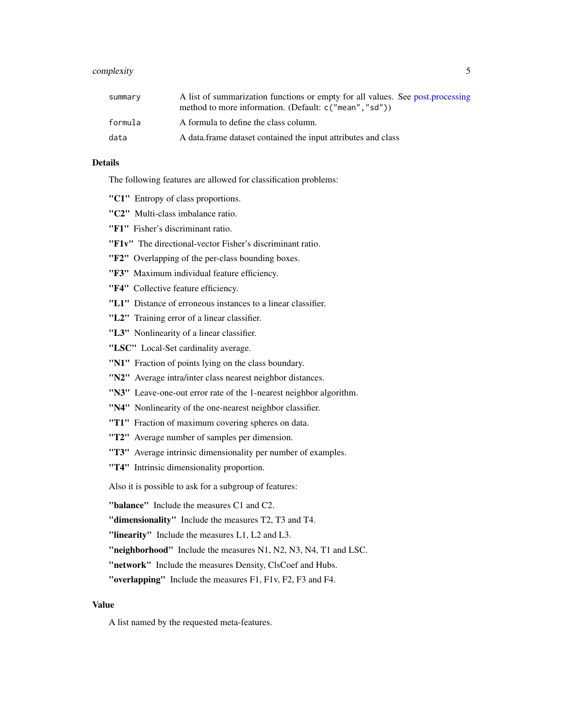| | |
|---|---|
| summary | A list of summarization functions or empty for all values. See post.processing method to more information. (Default: `c("mean","sd")`) |
| formula | A formula to define the class column. |
| data | A data.frame dataset contained the input attributes and class |

### Details

The following features are allowed for classification problems:

**"C1"** Entropy of class proportions.

**"C2"** Multi-class imbalance ratio.

**"F1"** Fisher's discriminant ratio.

**"F1v"** The directional-vector Fisher's discriminant ratio.

**"F2"** Overlapping of the per-class bounding boxes.

**"F3"** Maximum individual feature efficiency.

**"F4"** Collective feature efficiency.

**"L1"** Distance of erroneous instances to a linear classifier.

**"L2"** Training error of a linear classifier.

**"L3"** Nonlinearity of a linear classifier.

**"LSC"** Local-Set cardinality average.

**"N1"** Fraction of points lying on the class boundary.

**"N2"** Average intra/inter class nearest neighbor distances.

**"N3"** Leave-one-out error rate of the 1-nearest neighbor algorithm.

**"N4"** Nonlinearity of the one-nearest neighbor classifier.

**"T1"** Fraction of maximum covering spheres on data.

**"T2"** Average number of samples per dimension.

**"T3"** Average intrinsic dimensionality per number of examples.

**"T4"** Intrinsic dimensionality proportion.

Also it is possible to ask for a subgroup of features:

**"balance"** Include the measures C1 and C2.

**"dimensionality"** Include the measures T2, T3 and T4.

**"linearity"** Include the measures L1, L2 and L3.

**"neighborhood"** Include the measures N1, N2, N3, N4, T1 and LSC.

**"network"** Include the measures Density, ClsCoef and Hubs.

**"overlapping"** Include the measures F1, F1v, F2, F3 and F4.

### Value

A list named by the requested meta-features.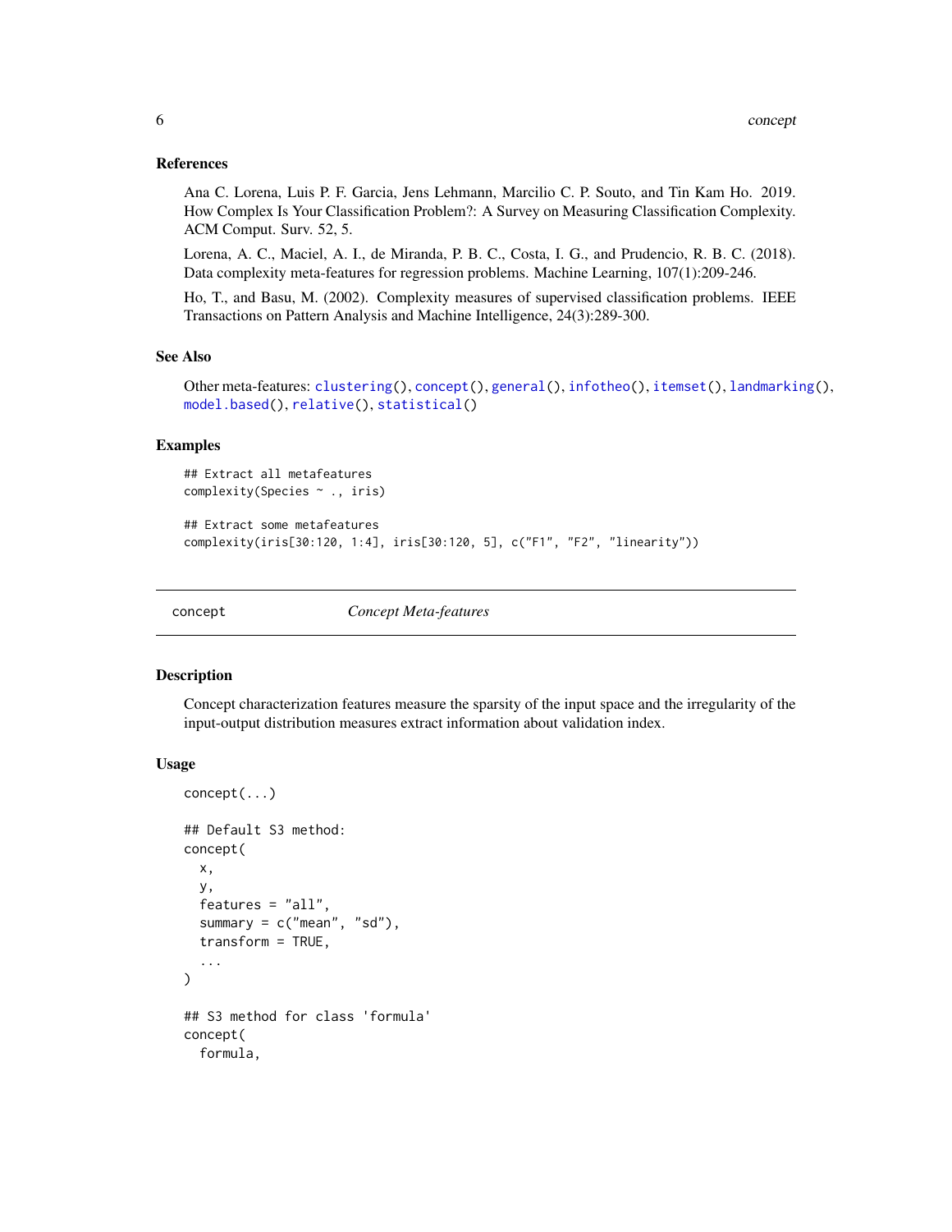### References

Ana C. Lorena, Luis P. F. Garcia, Jens Lehmann, Marcilio C. P. Souto, and Tin Kam Ho. 2019. How Complex Is Your Classification Problem?: A Survey on Measuring Classification Complexity. ACM Comput. Surv. 52, 5.

Lorena, A. C., Maciel, A. I., de Miranda, P. B. C., Costa, I. G., and Prudencio, R. B. C. (2018). Data complexity meta-features for regression problems. Machine Learning, 107(1):209-246.

Ho, T., and Basu, M. (2002). Complexity measures of supervised classification problems. IEEE Transactions on Pattern Analysis and Machine Intelligence, 24(3):289-300.

### See Also

Other meta-features: clustering(), concept(), general(), infotheo(), itemset(), landmarking(), model.based(), relative(), statistical()

### Examples

```
## Extract all metafeatures
complexity(Species ~ ., iris)

## Extract some metafeatures
complexity(iris[30:120, 1:4], iris[30:120, 5], c("F1", "F2", "linearity"))
```

---

## concept *Concept Meta-features*

### Description

Concept characterization features measure the sparsity of the input space and the irregularity of the input-output distribution measures extract information about validation index.

### Usage

```
concept(...)

## Default S3 method:
concept(
  x,
  y,
  features = "all",
  summary = c("mean", "sd"),
  transform = TRUE,
  ...
)

## S3 method for class 'formula'
concept(
  formula,
```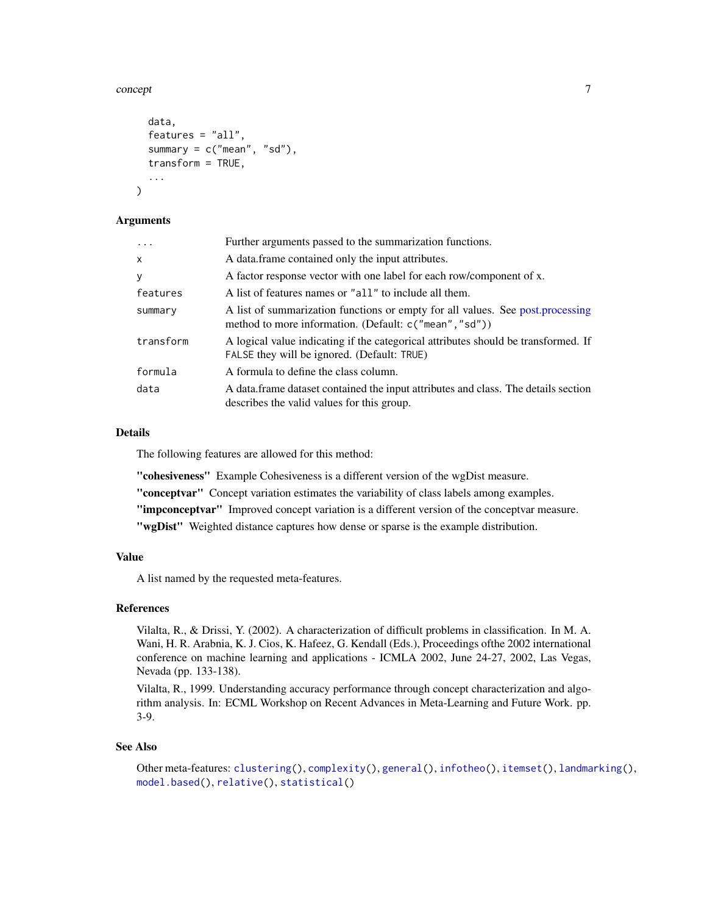```
  data,
  features = "all",
  summary = c("mean", "sd"),
  transform = TRUE,
  ...
)
```

## Arguments

| | |
|---|---|
| ... | Further arguments passed to the summarization functions. |
| x | A data.frame contained only the input attributes. |
| y | A factor response vector with one label for each row/component of x. |
| features | A list of features names or "all" to include all them. |
| summary | A list of summarization functions or empty for all values. See post.processing method to more information. (Default: c("mean","sd")) |
| transform | A logical value indicating if the categorical attributes should be transformed. If FALSE they will be ignored. (Default: TRUE) |
| formula | A formula to define the class column. |
| data | A data.frame dataset contained the input attributes and class. The details section describes the valid values for this group. |

## Details

The following features are allowed for this method:

**"cohesiveness"** Example Cohesiveness is a different version of the wgDist measure.

**"conceptvar"** Concept variation estimates the variability of class labels among examples.

**"impconceptvar"** Improved concept variation is a different version of the conceptvar measure.

**"wgDist"** Weighted distance captures how dense or sparse is the example distribution.

## Value

A list named by the requested meta-features.

## References

Vilalta, R., & Drissi, Y. (2002). A characterization of difficult problems in classification. In M. A. Wani, H. R. Arabnia, K. J. Cios, K. Hafeez, G. Kendall (Eds.), Proceedings ofthe 2002 international conference on machine learning and applications - ICMLA 2002, June 24-27, 2002, Las Vegas, Nevada (pp. 133-138).

Vilalta, R., 1999. Understanding accuracy performance through concept characterization and algorithm analysis. In: ECML Workshop on Recent Advances in Meta-Learning and Future Work. pp. 3-9.

## See Also

Other meta-features: `clustering()`, `complexity()`, `general()`, `infotheo()`, `itemset()`, `landmarking()`, `model.based()`, `relative()`, `statistical()`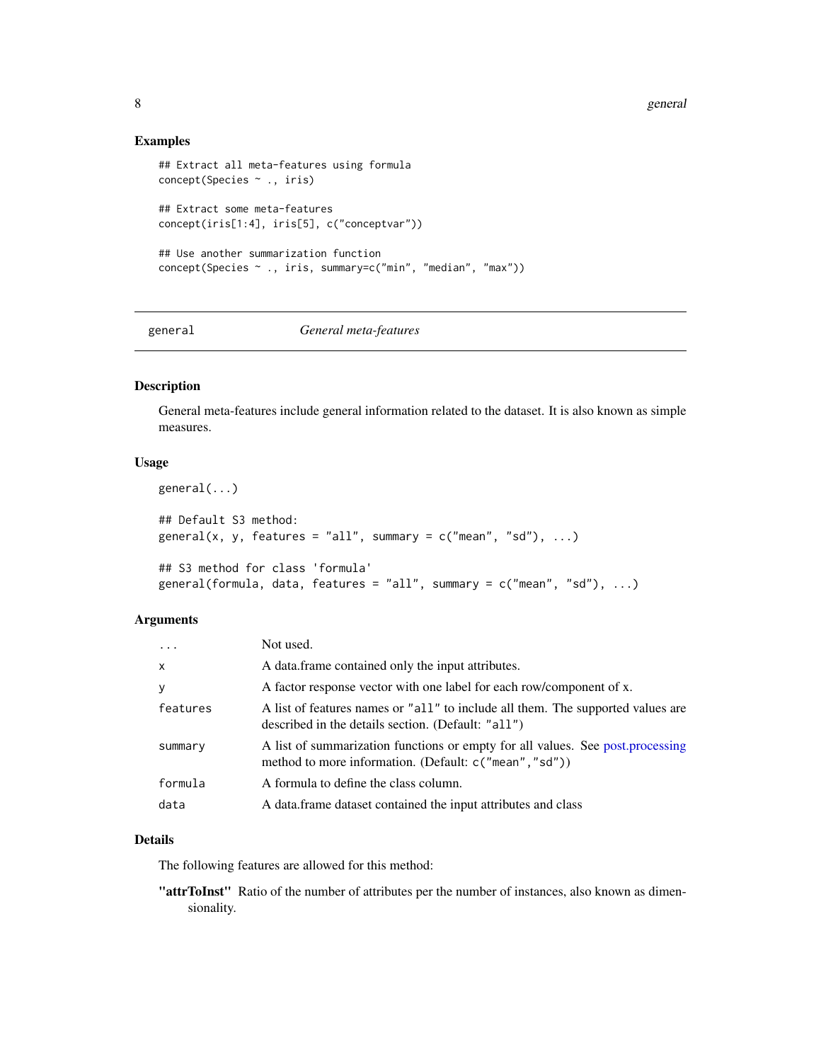### Examples

```
## Extract all meta-features using formula
concept(Species ~ ., iris)

## Extract some meta-features
concept(iris[1:4], iris[5], c("conceptvar"))

## Use another summarization function
concept(Species ~ ., iris, summary=c("min", "median", "max"))
```

---

## general — *General meta-features*

### Description

General meta-features include general information related to the dataset. It is also known as simple measures.

### Usage

```
general(...)

## Default S3 method:
general(x, y, features = "all", summary = c("mean", "sd"), ...)

## S3 method for class 'formula'
general(formula, data, features = "all", summary = c("mean", "sd"), ...)
```

### Arguments

| | |
|---|---|
| `...` | Not used. |
| `x` | A data.frame contained only the input attributes. |
| `y` | A factor response vector with one label for each row/component of x. |
| `features` | A list of features names or `"all"` to include all them. The supported values are described in the details section. (Default: `"all"`) |
| `summary` | A list of summarization functions or empty for all values. See post.processing method to more information. (Default: `c("mean","sd")`) |
| `formula` | A formula to define the class column. |
| `data` | A data.frame dataset contained the input attributes and class |

### Details

The following features are allowed for this method:

**"attrToInst"** Ratio of the number of attributes per the number of instances, also known as dimensionality.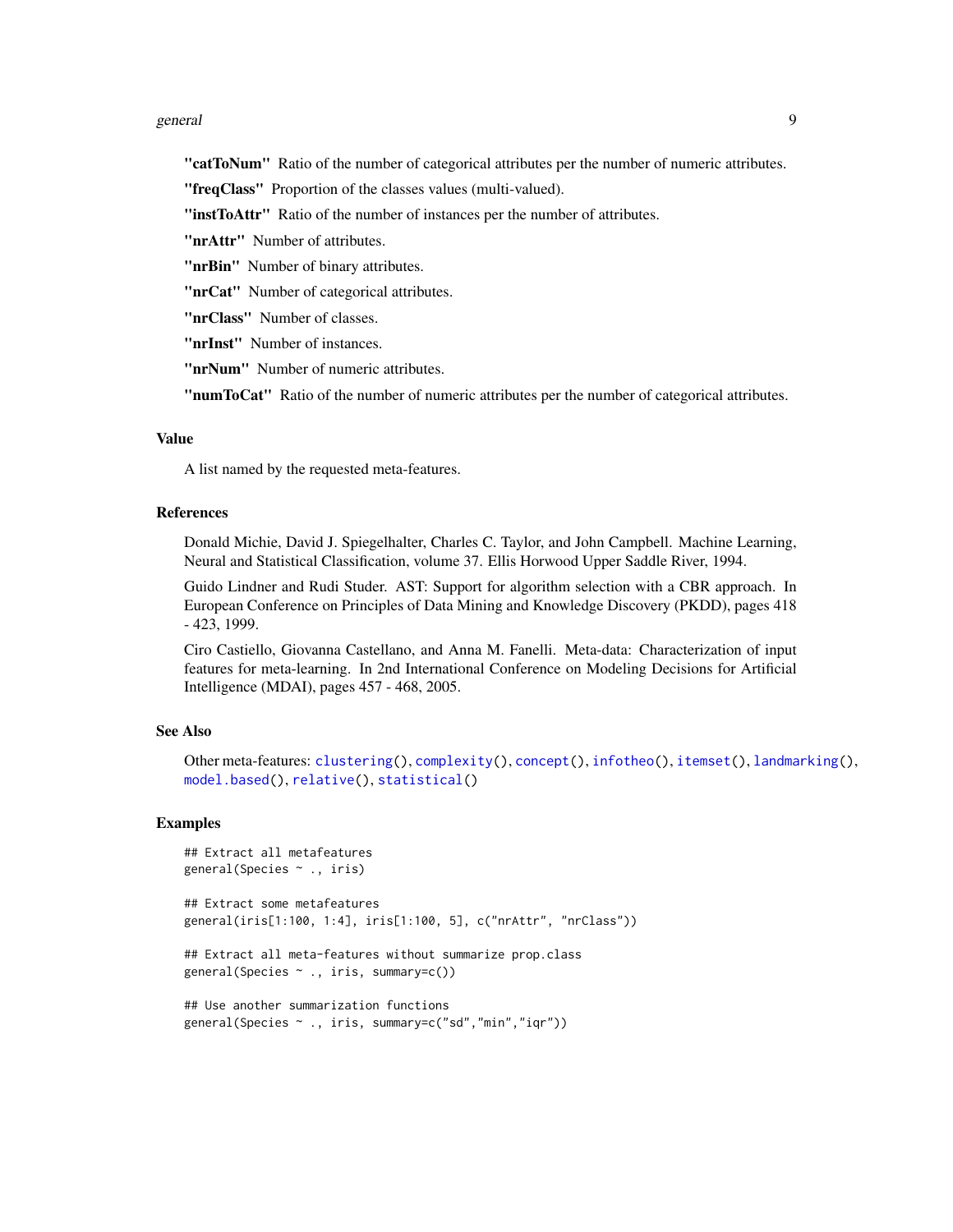**"catToNum"** Ratio of the number of categorical attributes per the number of numeric attributes.

**"freqClass"** Proportion of the classes values (multi-valued).

**"instToAttr"** Ratio of the number of instances per the number of attributes.

**"nrAttr"** Number of attributes.

**"nrBin"** Number of binary attributes.

**"nrCat"** Number of categorical attributes.

**"nrClass"** Number of classes.

**"nrInst"** Number of instances.

**"nrNum"** Number of numeric attributes.

**"numToCat"** Ratio of the number of numeric attributes per the number of categorical attributes.

### Value

A list named by the requested meta-features.

### References

Donald Michie, David J. Spiegelhalter, Charles C. Taylor, and John Campbell. Machine Learning, Neural and Statistical Classification, volume 37. Ellis Horwood Upper Saddle River, 1994.

Guido Lindner and Rudi Studer. AST: Support for algorithm selection with a CBR approach. In European Conference on Principles of Data Mining and Knowledge Discovery (PKDD), pages 418 - 423, 1999.

Ciro Castiello, Giovanna Castellano, and Anna M. Fanelli. Meta-data: Characterization of input features for meta-learning. In 2nd International Conference on Modeling Decisions for Artificial Intelligence (MDAI), pages 457 - 468, 2005.

### See Also

Other meta-features: `clustering()`, `complexity()`, `concept()`, `infotheo()`, `itemset()`, `landmarking()`, `model.based()`, `relative()`, `statistical()`

### Examples

```
## Extract all metafeatures
general(Species ~ ., iris)

## Extract some metafeatures
general(iris[1:100, 1:4], iris[1:100, 5], c("nrAttr", "nrClass"))

## Extract all meta-features without summarize prop.class
general(Species ~ ., iris, summary=c())

## Use another summarization functions
general(Species ~ ., iris, summary=c("sd","min","iqr"))
```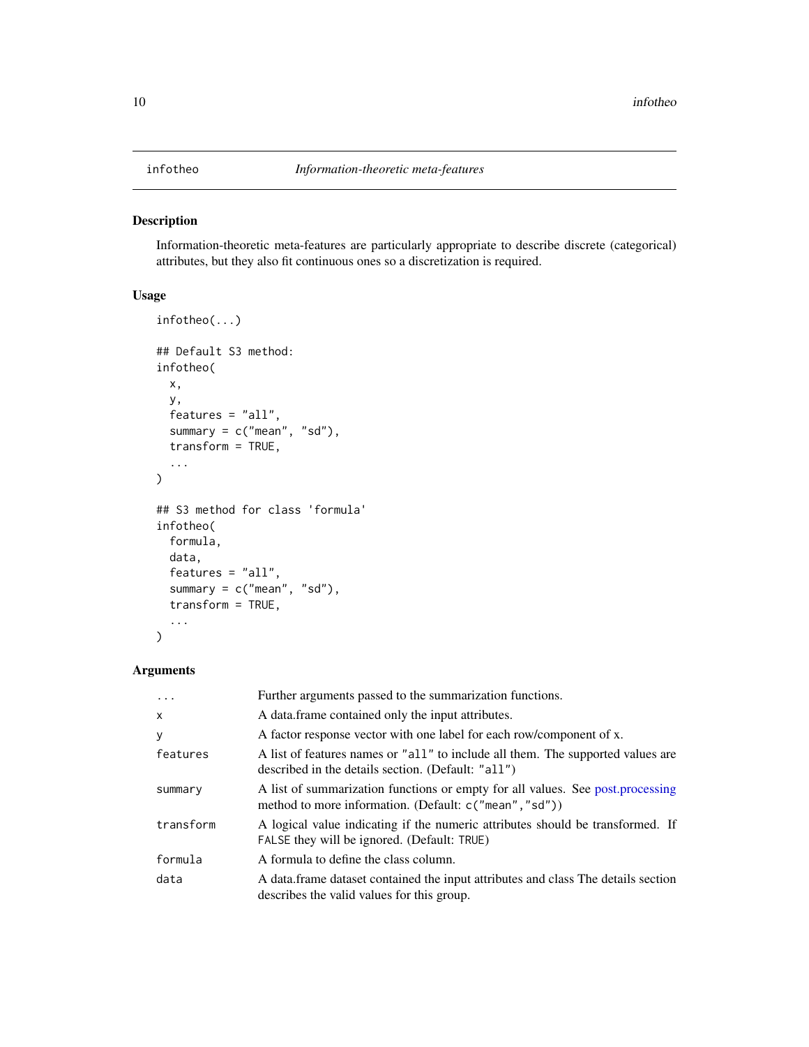# infotheo — *Information-theoretic meta-features*

## Description

Information-theoretic meta-features are particularly appropriate to describe discrete (categorical) attributes, but they also fit continuous ones so a discretization is required.

## Usage

```
infotheo(...)

## Default S3 method:
infotheo(
  x,
  y,
  features = "all",
  summary = c("mean", "sd"),
  transform = TRUE,
  ...
)

## S3 method for class 'formula'
infotheo(
  formula,
  data,
  features = "all",
  summary = c("mean", "sd"),
  transform = TRUE,
  ...
)
```

## Arguments

| | |
|---|---|
| `...` | Further arguments passed to the summarization functions. |
| `x` | A data.frame contained only the input attributes. |
| `y` | A factor response vector with one label for each row/component of x. |
| `features` | A list of features names or `"all"` to include all them. The supported values are described in the details section. (Default: `"all"`) |
| `summary` | A list of summarization functions or empty for all values. See post.processing method to more information. (Default: `c("mean","sd")`) |
| `transform` | A logical value indicating if the numeric attributes should be transformed. If `FALSE` they will be ignored. (Default: `TRUE`) |
| `formula` | A formula to define the class column. |
| `data` | A data.frame dataset contained the input attributes and class The details section describes the valid values for this group. |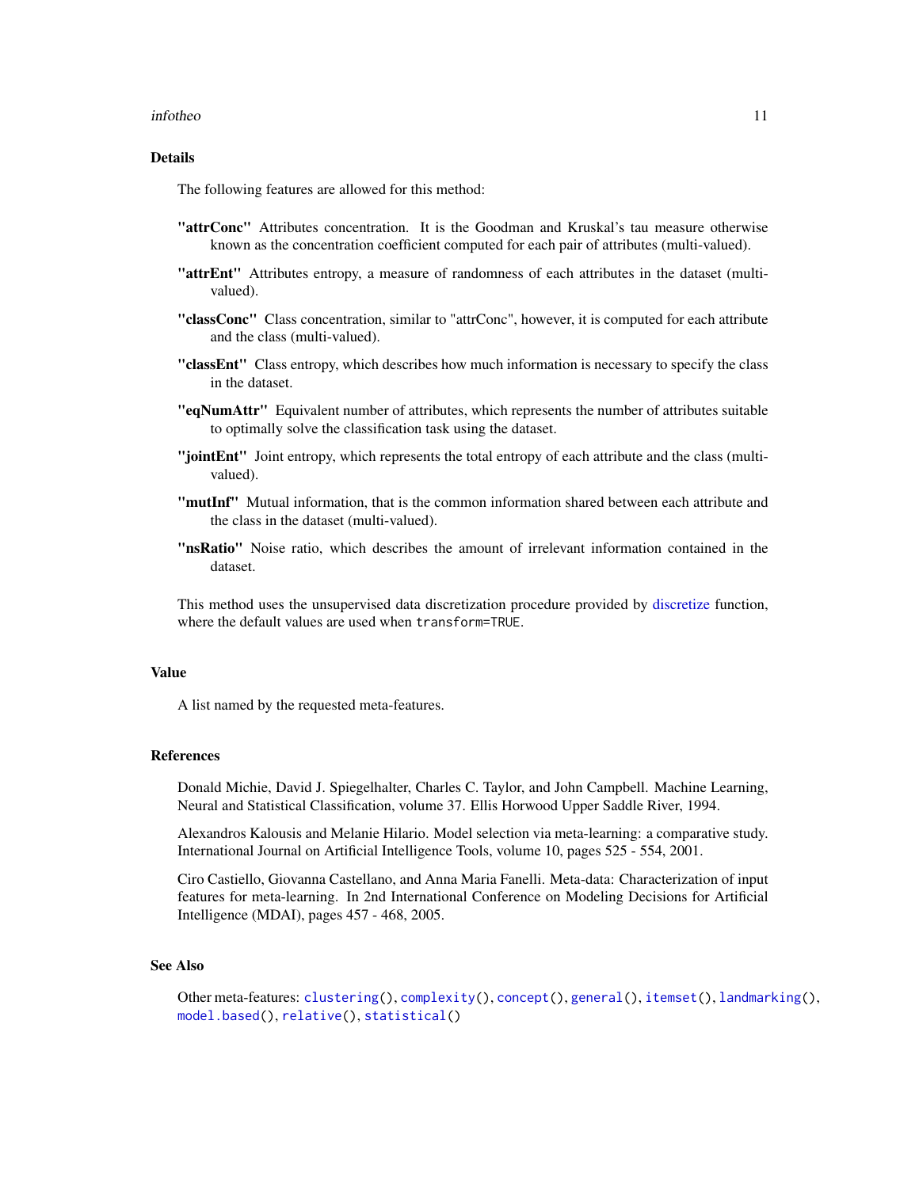### Details

The following features are allowed for this method:

**"attrConc"** Attributes concentration. It is the Goodman and Kruskal's tau measure otherwise known as the concentration coefficient computed for each pair of attributes (multi-valued).

**"attrEnt"** Attributes entropy, a measure of randomness of each attributes in the dataset (multi-valued).

**"classConc"** Class concentration, similar to "attrConc", however, it is computed for each attribute and the class (multi-valued).

**"classEnt"** Class entropy, which describes how much information is necessary to specify the class in the dataset.

**"eqNumAttr"** Equivalent number of attributes, which represents the number of attributes suitable to optimally solve the classification task using the dataset.

**"jointEnt"** Joint entropy, which represents the total entropy of each attribute and the class (multi-valued).

**"mutInf"** Mutual information, that is the common information shared between each attribute and the class in the dataset (multi-valued).

**"nsRatio"** Noise ratio, which describes the amount of irrelevant information contained in the dataset.

This method uses the unsupervised data discretization procedure provided by discretize function, where the default values are used when `transform=TRUE`.

### Value

A list named by the requested meta-features.

### References

Donald Michie, David J. Spiegelhalter, Charles C. Taylor, and John Campbell. Machine Learning, Neural and Statistical Classification, volume 37. Ellis Horwood Upper Saddle River, 1994.

Alexandros Kalousis and Melanie Hilario. Model selection via meta-learning: a comparative study. International Journal on Artificial Intelligence Tools, volume 10, pages 525 - 554, 2001.

Ciro Castiello, Giovanna Castellano, and Anna Maria Fanelli. Meta-data: Characterization of input features for meta-learning. In 2nd International Conference on Modeling Decisions for Artificial Intelligence (MDAI), pages 457 - 468, 2005.

### See Also

Other meta-features: `clustering()`, `complexity()`, `concept()`, `general()`, `itemset()`, `landmarking()`, `model.based()`, `relative()`, `statistical()`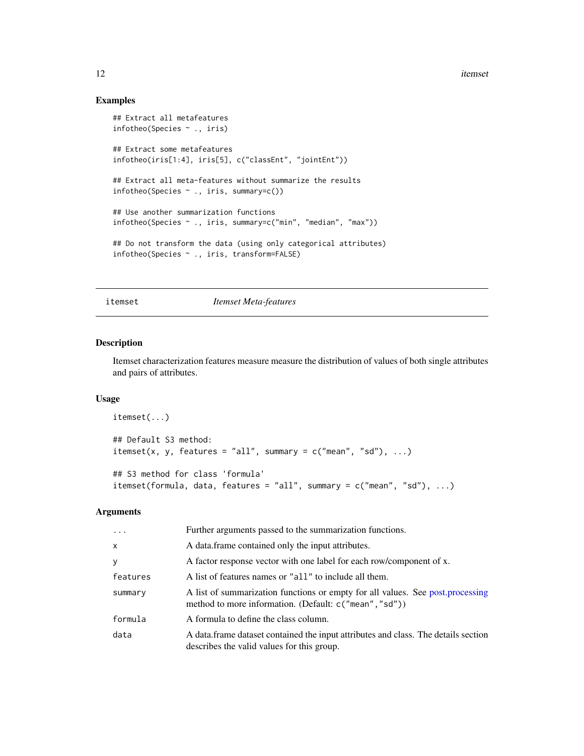## Examples

```
## Extract all metafeatures
infotheo(Species ~ ., iris)

## Extract some metafeatures
infotheo(iris[1:4], iris[5], c("classEnt", "jointEnt"))

## Extract all meta-features without summarize the results
infotheo(Species ~ ., iris, summary=c())

## Use another summarization functions
infotheo(Species ~ ., iris, summary=c("min", "median", "max"))

## Do not transform the data (using only categorical attributes)
infotheo(Species ~ ., iris, transform=FALSE)
```

---

# itemset — *Itemset Meta-features*

---

## Description

Itemset characterization features measure measure the distribution of values of both single attributes and pairs of attributes.

## Usage

```
itemset(...)

## Default S3 method:
itemset(x, y, features = "all", summary = c("mean", "sd"), ...)

## S3 method for class 'formula'
itemset(formula, data, features = "all", summary = c("mean", "sd"), ...)
```

## Arguments

| | |
|---|---|
| `...` | Further arguments passed to the summarization functions. |
| `x` | A data.frame contained only the input attributes. |
| `y` | A factor response vector with one label for each row/component of x. |
| `features` | A list of features names or `"all"` to include all them. |
| `summary` | A list of summarization functions or empty for all values. See post.processing method to more information. (Default: `c("mean","sd")`) |
| `formula` | A formula to define the class column. |
| `data` | A data.frame dataset contained the input attributes and class. The details section describes the valid values for this group. |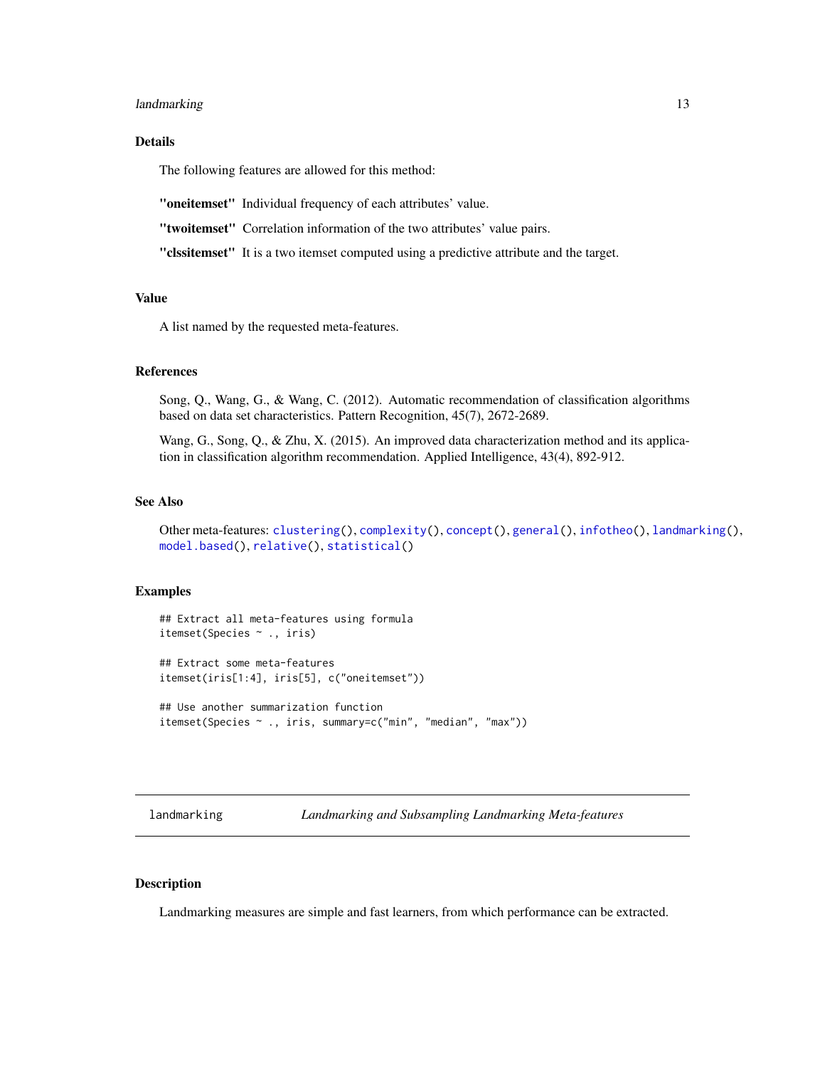### Details

The following features are allowed for this method:

**"oneitemset"** Individual frequency of each attributes' value.

**"twoitemset"** Correlation information of the two attributes' value pairs.

**"clssitemset"** It is a two itemset computed using a predictive attribute and the target.

### Value

A list named by the requested meta-features.

### References

Song, Q., Wang, G., & Wang, C. (2012). Automatic recommendation of classification algorithms based on data set characteristics. Pattern Recognition, 45(7), 2672-2689.

Wang, G., Song, Q., & Zhu, X. (2015). An improved data characterization method and its application in classification algorithm recommendation. Applied Intelligence, 43(4), 892-912.

### See Also

Other meta-features: `clustering()`, `complexity()`, `concept()`, `general()`, `infotheo()`, `landmarking()`, `model.based()`, `relative()`, `statistical()`

### Examples

```
## Extract all meta-features using formula
itemset(Species ~ ., iris)

## Extract some meta-features
itemset(iris[1:4], iris[5], c("oneitemset"))

## Use another summarization function
itemset(Species ~ ., iris, summary=c("min", "median", "max"))
```

---

## landmarking *Landmarking and Subsampling Landmarking Meta-features*

---

### Description

Landmarking measures are simple and fast learners, from which performance can be extracted.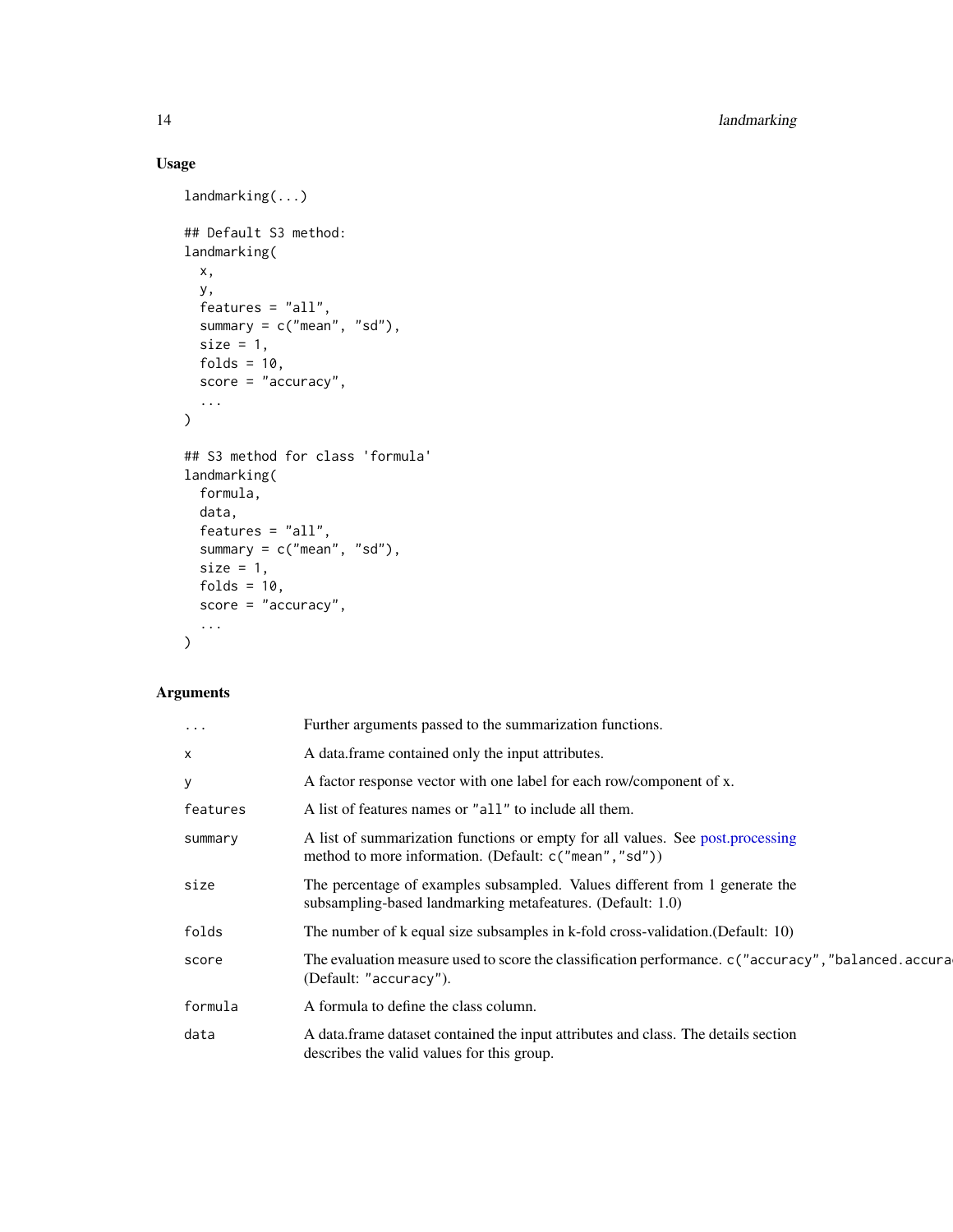## Usage

```
landmarking(...)

## Default S3 method:
landmarking(
  x,
  y,
  features = "all",
  summary = c("mean", "sd"),
  size = 1,
  folds = 10,
  score = "accuracy",
  ...
)

## S3 method for class 'formula'
landmarking(
  formula,
  data,
  features = "all",
  summary = c("mean", "sd"),
  size = 1,
  folds = 10,
  score = "accuracy",
  ...
)
```

## Arguments

| | |
|---|---|
| `...` | Further arguments passed to the summarization functions. |
| `x` | A data.frame contained only the input attributes. |
| `y` | A factor response vector with one label for each row/component of x. |
| `features` | A list of features names or `"all"` to include all them. |
| `summary` | A list of summarization functions or empty for all values. See post.processing method to more information. (Default: `c("mean","sd")`) |
| `size` | The percentage of examples subsampled. Values different from 1 generate the subsampling-based landmarking metafeatures. (Default: 1.0) |
| `folds` | The number of k equal size subsamples in k-fold cross-validation.(Default: 10) |
| `score` | The evaluation measure used to score the classification performance. `c("accuracy","balanced.accura` (Default: `"accuracy"`). |
| `formula` | A formula to define the class column. |
| `data` | A data.frame dataset contained the input attributes and class. The details section describes the valid values for this group. |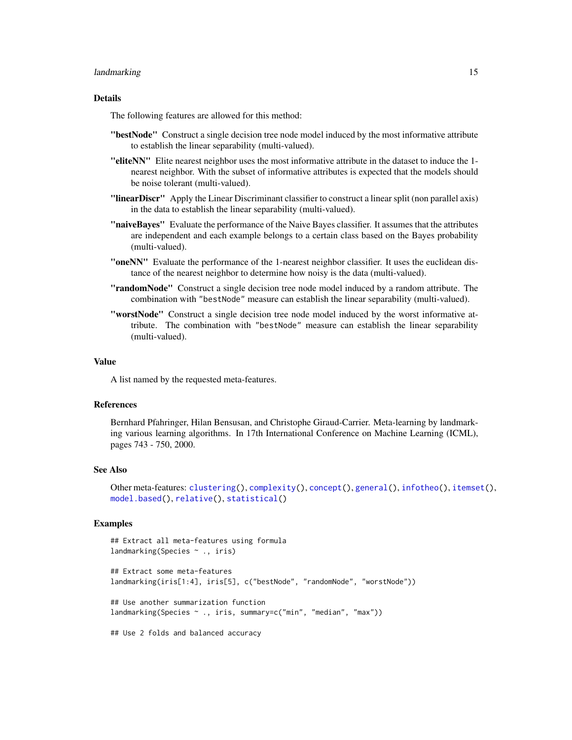### Details

The following features are allowed for this method:

**"bestNode"** Construct a single decision tree node model induced by the most informative attribute to establish the linear separability (multi-valued).

**"eliteNN"** Elite nearest neighbor uses the most informative attribute in the dataset to induce the 1-nearest neighbor. With the subset of informative attributes is expected that the models should be noise tolerant (multi-valued).

**"linearDiscr"** Apply the Linear Discriminant classifier to construct a linear split (non parallel axis) in the data to establish the linear separability (multi-valued).

**"naiveBayes"** Evaluate the performance of the Naive Bayes classifier. It assumes that the attributes are independent and each example belongs to a certain class based on the Bayes probability (multi-valued).

**"oneNN"** Evaluate the performance of the 1-nearest neighbor classifier. It uses the euclidean distance of the nearest neighbor to determine how noisy is the data (multi-valued).

**"randomNode"** Construct a single decision tree node model induced by a random attribute. The combination with `"bestNode"` measure can establish the linear separability (multi-valued).

**"worstNode"** Construct a single decision tree node model induced by the worst informative attribute. The combination with `"bestNode"` measure can establish the linear separability (multi-valued).

### Value

A list named by the requested meta-features.

### References

Bernhard Pfahringer, Hilan Bensusan, and Christophe Giraud-Carrier. Meta-learning by landmarking various learning algorithms. In 17th International Conference on Machine Learning (ICML), pages 743 - 750, 2000.

### See Also

Other meta-features: `clustering()`, `complexity()`, `concept()`, `general()`, `infotheo()`, `itemset()`, `model.based()`, `relative()`, `statistical()`

### Examples

```
## Extract all meta-features using formula
landmarking(Species ~ ., iris)

## Extract some meta-features
landmarking(iris[1:4], iris[5], c("bestNode", "randomNode", "worstNode"))

## Use another summarization function
landmarking(Species ~ ., iris, summary=c("min", "median", "max"))

## Use 2 folds and balanced accuracy
```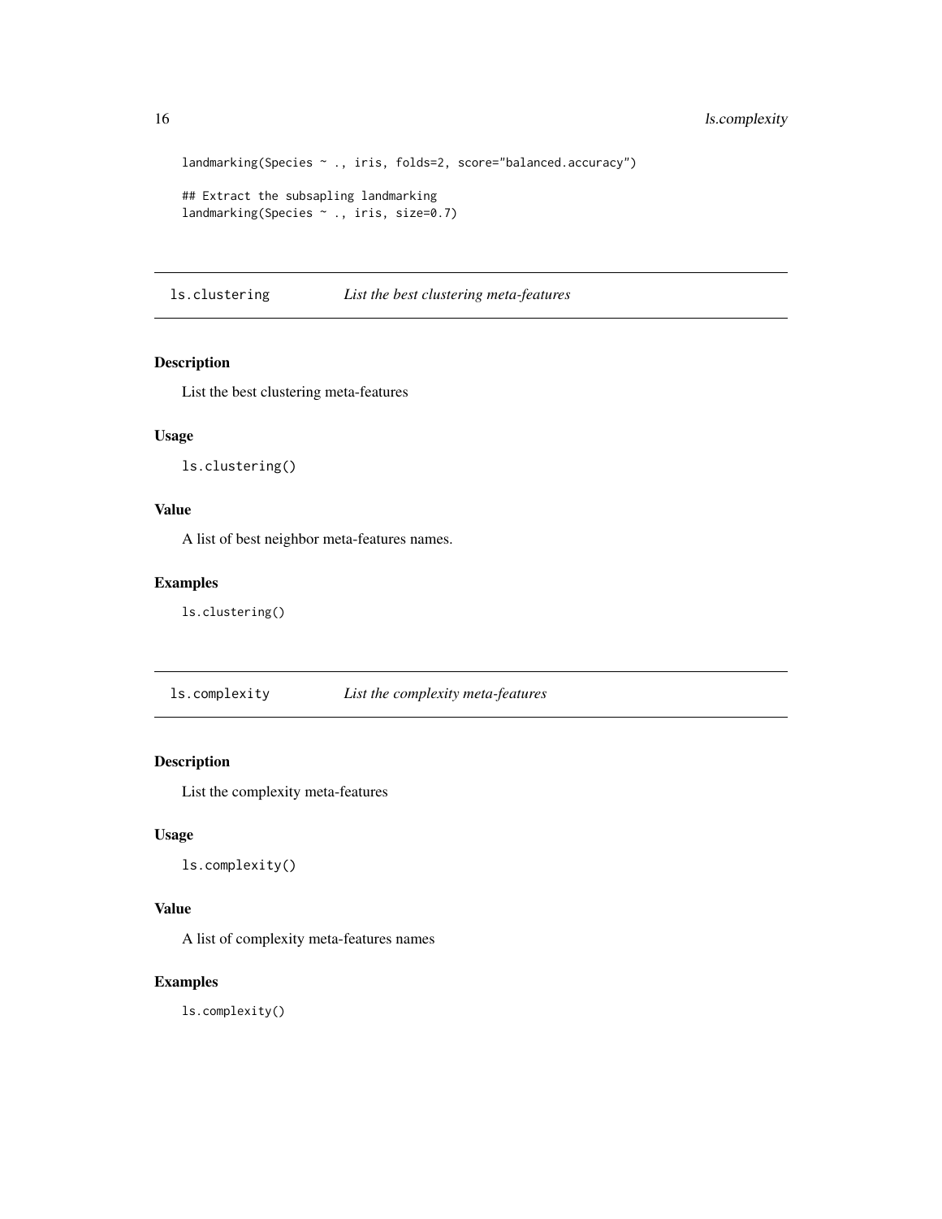```
landmarking(Species ~ ., iris, folds=2, score="balanced.accuracy")

## Extract the subsapling landmarking
landmarking(Species ~ ., iris, size=0.7)
```

## ls.clustering — *List the best clustering meta-features*

### Description

List the best clustering meta-features

### Usage

```
ls.clustering()
```

### Value

A list of best neighbor meta-features names.

### Examples

```
ls.clustering()
```

## ls.complexity — *List the complexity meta-features*

### Description

List the complexity meta-features

### Usage

```
ls.complexity()
```

### Value

A list of complexity meta-features names

### Examples

```
ls.complexity()
```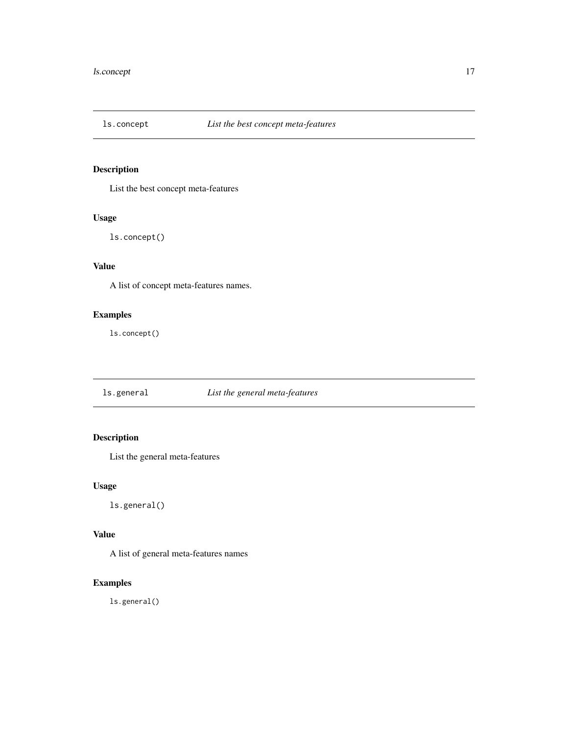## ls.concept — *List the best concept meta-features*

### Description

List the best concept meta-features

### Usage

```
ls.concept()
```

### Value

A list of concept meta-features names.

### Examples

```
ls.concept()
```

## ls.general — *List the general meta-features*

### Description

List the general meta-features

### Usage

```
ls.general()
```

### Value

A list of general meta-features names

### Examples

```
ls.general()
```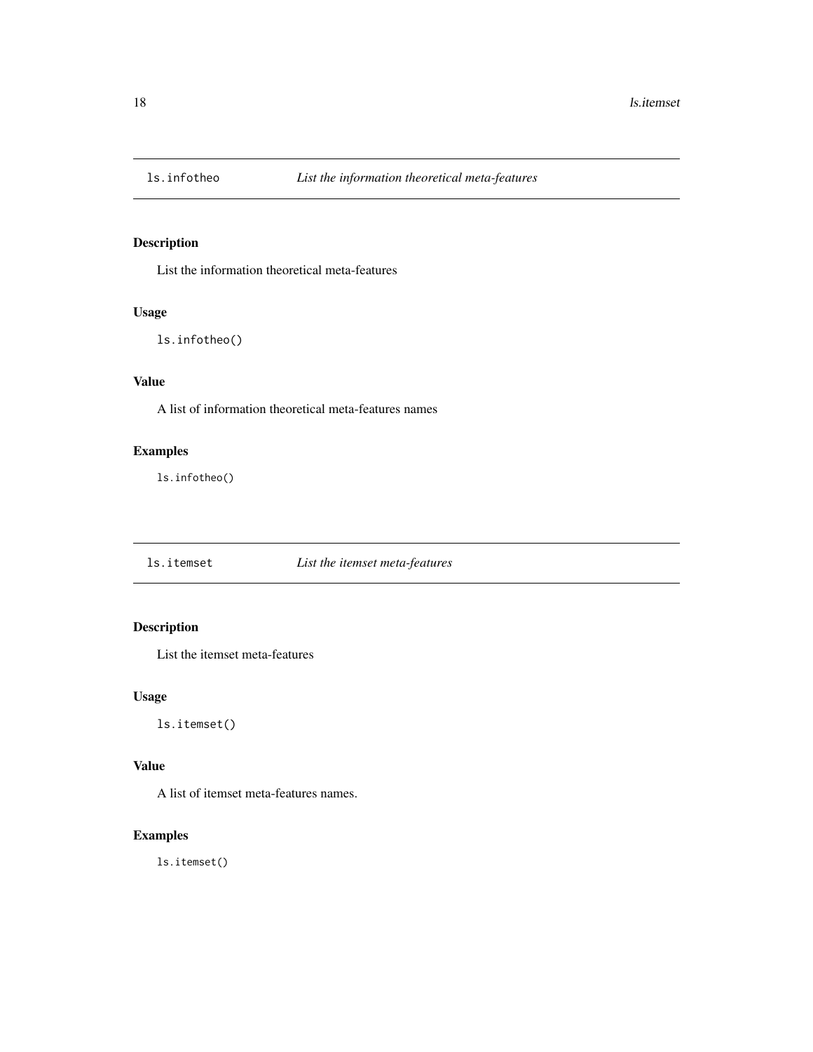## ls.infotheo — *List the information theoretical meta-features*

### Description

List the information theoretical meta-features

### Usage

```
ls.infotheo()
```

### Value

A list of information theoretical meta-features names

### Examples

```
ls.infotheo()
```

## ls.itemset — *List the itemset meta-features*

### Description

List the itemset meta-features

### Usage

```
ls.itemset()
```

### Value

A list of itemset meta-features names.

### Examples

```
ls.itemset()
```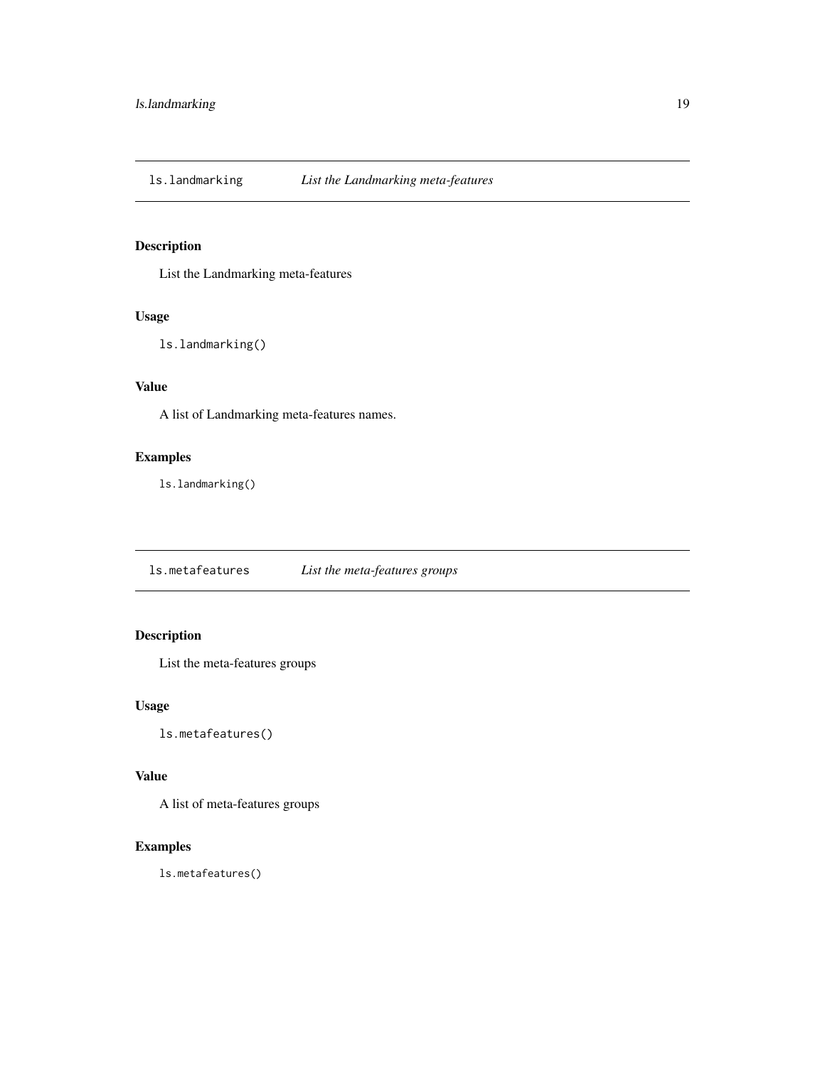## ls.landmarking *List the Landmarking meta-features*

### Description

List the Landmarking meta-features

### Usage

```
ls.landmarking()
```

### Value

A list of Landmarking meta-features names.

### Examples

```
ls.landmarking()
```

## ls.metafeatures *List the meta-features groups*

### Description

List the meta-features groups

### Usage

```
ls.metafeatures()
```

### Value

A list of meta-features groups

### Examples

```
ls.metafeatures()
```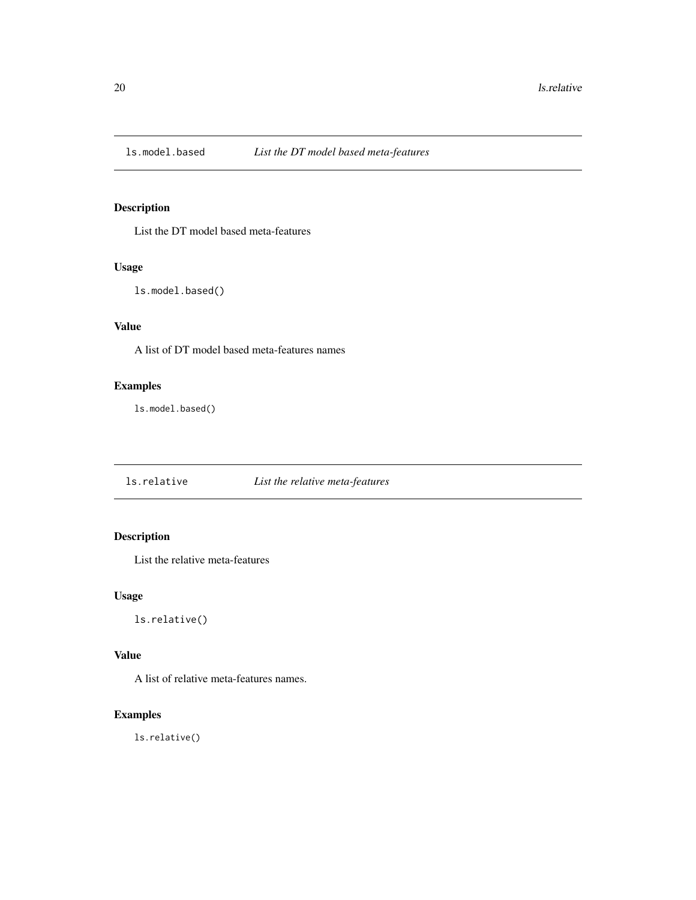## ls.model.based — *List the DT model based meta-features*

### Description

List the DT model based meta-features

### Usage

```
ls.model.based()
```

### Value

A list of DT model based meta-features names

### Examples

```
ls.model.based()
```

## ls.relative — *List the relative meta-features*

### Description

List the relative meta-features

### Usage

```
ls.relative()
```

### Value

A list of relative meta-features names.

### Examples

```
ls.relative()
```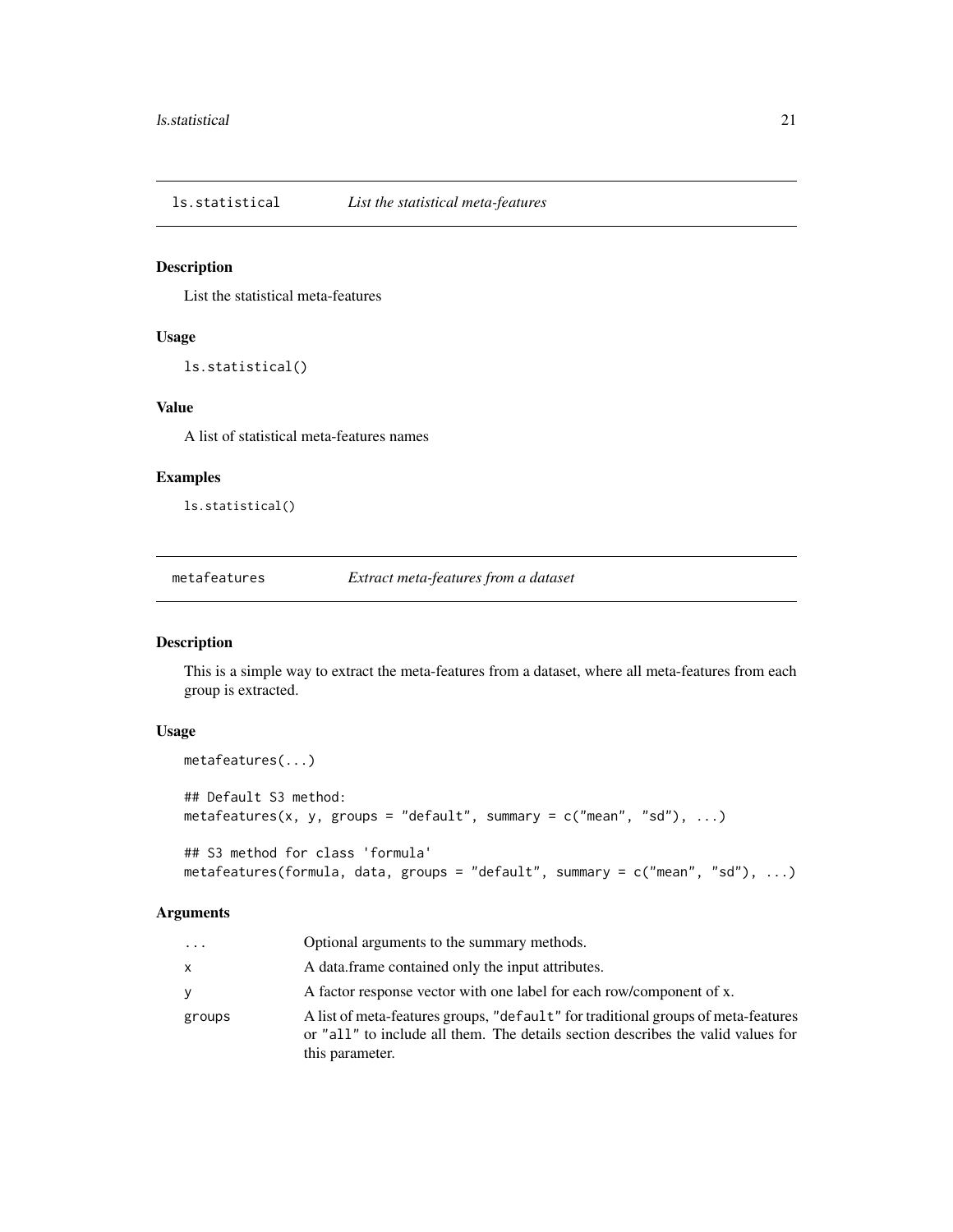## ls.statistical *List the statistical meta-features*

### Description

List the statistical meta-features

### Usage

```
ls.statistical()
```

### Value

A list of statistical meta-features names

### Examples

```
ls.statistical()
```

## metafeatures *Extract meta-features from a dataset*

### Description

This is a simple way to extract the meta-features from a dataset, where all meta-features from each group is extracted.

### Usage

```
metafeatures(...)

## Default S3 method:
metafeatures(x, y, groups = "default", summary = c("mean", "sd"), ...)

## S3 method for class 'formula'
metafeatures(formula, data, groups = "default", summary = c("mean", "sd"), ...)
```

### Arguments

| | |
|---|---|
| ... | Optional arguments to the summary methods. |
| x | A data.frame contained only the input attributes. |
| y | A factor response vector with one label for each row/component of x. |
| groups | A list of meta-features groups, "default" for traditional groups of meta-features or "all" to include all them. The details section describes the valid values for this parameter. |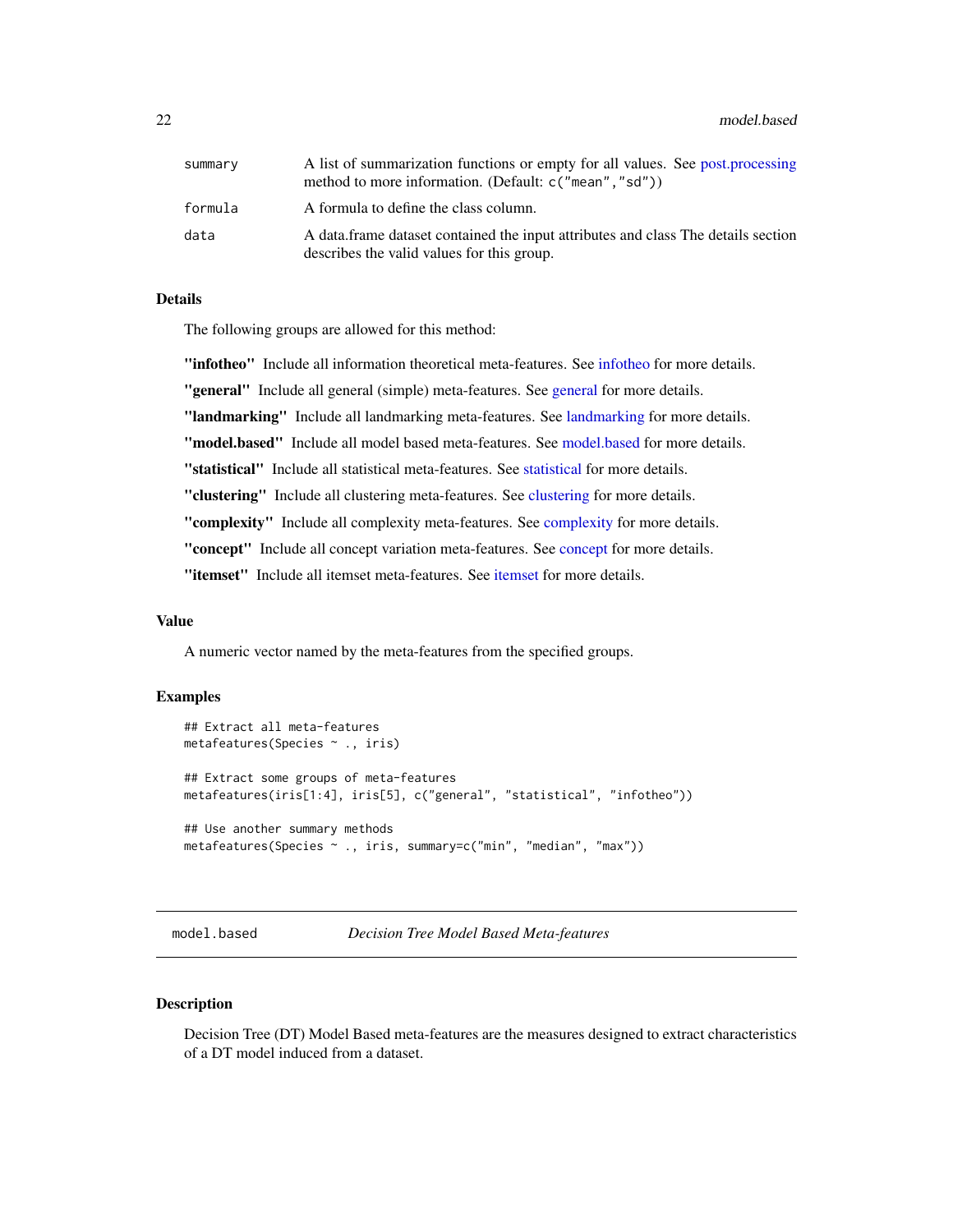| | |
|---|---|
| summary | A list of summarization functions or empty for all values. See post.processing method to more information. (Default: c("mean","sd")) |
| formula | A formula to define the class column. |
| data | A data.frame dataset contained the input attributes and class The details section describes the valid values for this group. |

### Details

The following groups are allowed for this method:

**"infotheo"** Include all information theoretical meta-features. See infotheo for more details.

**"general"** Include all general (simple) meta-features. See general for more details.

**"landmarking"** Include all landmarking meta-features. See landmarking for more details.

**"model.based"** Include all model based meta-features. See model.based for more details.

**"statistical"** Include all statistical meta-features. See statistical for more details.

**"clustering"** Include all clustering meta-features. See clustering for more details.

**"complexity"** Include all complexity meta-features. See complexity for more details.

**"concept"** Include all concept variation meta-features. See concept for more details.

**"itemset"** Include all itemset meta-features. See itemset for more details.

### Value

A numeric vector named by the meta-features from the specified groups.

### Examples

```
## Extract all meta-features
metafeatures(Species ~ ., iris)

## Extract some groups of meta-features
metafeatures(iris[1:4], iris[5], c("general", "statistical", "infotheo"))

## Use another summary methods
metafeatures(Species ~ ., iris, summary=c("min", "median", "max"))
```

---

## model.based *Decision Tree Model Based Meta-features*

---

### Description

Decision Tree (DT) Model Based meta-features are the measures designed to extract characteristics of a DT model induced from a dataset.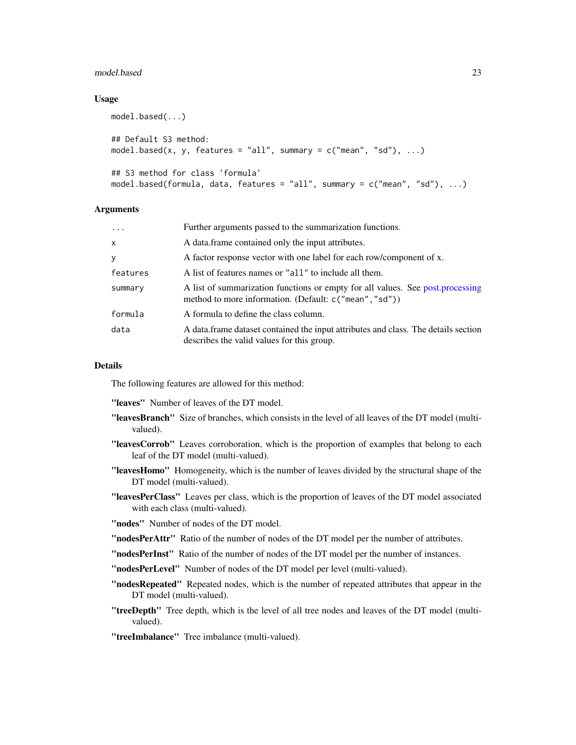## Usage

```
model.based(...)

## Default S3 method:
model.based(x, y, features = "all", summary = c("mean", "sd"), ...)

## S3 method for class 'formula'
model.based(formula, data, features = "all", summary = c("mean", "sd"), ...)
```

## Arguments

| | |
|---|---|
| ... | Further arguments passed to the summarization functions. |
| x | A data.frame contained only the input attributes. |
| y | A factor response vector with one label for each row/component of x. |
| features | A list of features names or "all" to include all them. |
| summary | A list of summarization functions or empty for all values. See post.processing method to more information. (Default: c("mean","sd")) |
| formula | A formula to define the class column. |
| data | A data.frame dataset contained the input attributes and class. The details section describes the valid values for this group. |

## Details

The following features are allowed for this method:

**"leaves"** Number of leaves of the DT model.

**"leavesBranch"** Size of branches, which consists in the level of all leaves of the DT model (multi-valued).

**"leavesCorrob"** Leaves corroboration, which is the proportion of examples that belong to each leaf of the DT model (multi-valued).

**"leavesHomo"** Homogeneity, which is the number of leaves divided by the structural shape of the DT model (multi-valued).

**"leavesPerClass"** Leaves per class, which is the proportion of leaves of the DT model associated with each class (multi-valued).

**"nodes"** Number of nodes of the DT model.

**"nodesPerAttr"** Ratio of the number of nodes of the DT model per the number of attributes.

**"nodesPerInst"** Ratio of the number of nodes of the DT model per the number of instances.

**"nodesPerLevel"** Number of nodes of the DT model per level (multi-valued).

**"nodesRepeated"** Repeated nodes, which is the number of repeated attributes that appear in the DT model (multi-valued).

**"treeDepth"** Tree depth, which is the level of all tree nodes and leaves of the DT model (multi-valued).

**"treeImbalance"** Tree imbalance (multi-valued).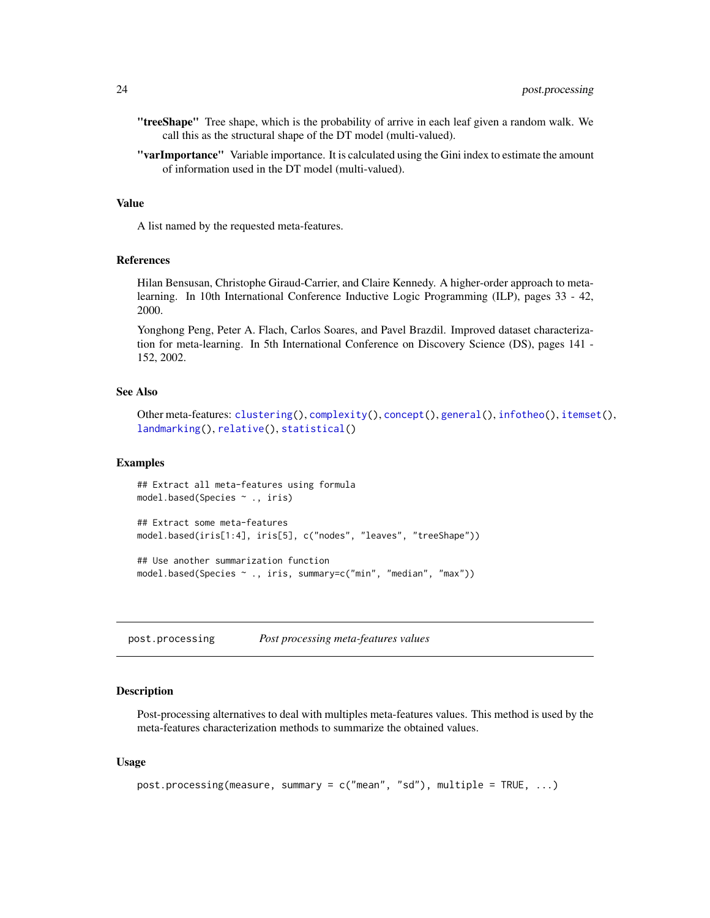**"treeShape"** Tree shape, which is the probability of arrive in each leaf given a random walk. We call this as the structural shape of the DT model (multi-valued).

**"varImportance"** Variable importance. It is calculated using the Gini index to estimate the amount of information used in the DT model (multi-valued).

### Value

A list named by the requested meta-features.

### References

Hilan Bensusan, Christophe Giraud-Carrier, and Claire Kennedy. A higher-order approach to meta-learning. In 10th International Conference Inductive Logic Programming (ILP), pages 33 - 42, 2000.

Yonghong Peng, Peter A. Flach, Carlos Soares, and Pavel Brazdil. Improved dataset characterization for meta-learning. In 5th International Conference on Discovery Science (DS), pages 141 - 152, 2002.

### See Also

Other meta-features: `clustering()`, `complexity()`, `concept()`, `general()`, `infotheo()`, `itemset()`, `landmarking()`, `relative()`, `statistical()`

### Examples

```
## Extract all meta-features using formula
model.based(Species ~ ., iris)

## Extract some meta-features
model.based(iris[1:4], iris[5], c("nodes", "leaves", "treeShape"))

## Use another summarization function
model.based(Species ~ ., iris, summary=c("min", "median", "max"))
```

---

## post.processing *Post processing meta-features values*

### Description

Post-processing alternatives to deal with multiples meta-features values. This method is used by the meta-features characterization methods to summarize the obtained values.

### Usage

```
post.processing(measure, summary = c("mean", "sd"), multiple = TRUE, ...)
```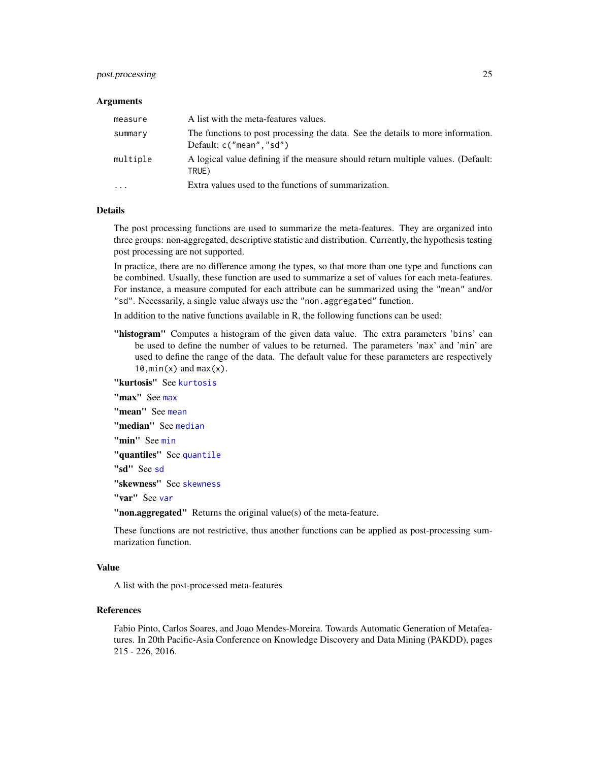### Arguments

| | |
|---|---|
| `measure` | A list with the meta-features values. |
| `summary` | The functions to post processing the data. See the details to more information. Default: `c("mean","sd")` |
| `multiple` | A logical value defining if the measure should return multiple values. (Default: `TRUE`) |
| `...` | Extra values used to the functions of summarization. |

### Details

The post processing functions are used to summarize the meta-features. They are organized into three groups: non-aggregated, descriptive statistic and distribution. Currently, the hypothesis testing post processing are not supported.

In practice, there are no difference among the types, so that more than one type and functions can be combined. Usually, these function are used to summarize a set of values for each meta-features. For instance, a measure computed for each attribute can be summarized using the `"mean"` and/or `"sd"`. Necessarily, a single value always use the `"non.aggregated"` function.

In addition to the native functions available in R, the following functions can be used:

**"histogram"** Computes a histogram of the given data value. The extra parameters '`bins`' can be used to define the number of values to be returned. The parameters '`max`' and '`min`' are used to define the range of the data. The default value for these parameters are respectively `10,min(x)` and `max(x)`.

**"kurtosis"** See `kurtosis`

**"max"** See `max`

**"mean"** See `mean`

**"median"** See `median`

**"min"** See `min`

**"quantiles"** See `quantile`

**"sd"** See `sd`

**"skewness"** See `skewness`

**"var"** See `var`

**"non.aggregated"** Returns the original value(s) of the meta-feature.

These functions are not restrictive, thus another functions can be applied as post-processing summarization function.

### Value

A list with the post-processed meta-features

### References

Fabio Pinto, Carlos Soares, and Joao Mendes-Moreira. Towards Automatic Generation of Metafeatures. In 20th Pacific-Asia Conference on Knowledge Discovery and Data Mining (PAKDD), pages 215 - 226, 2016.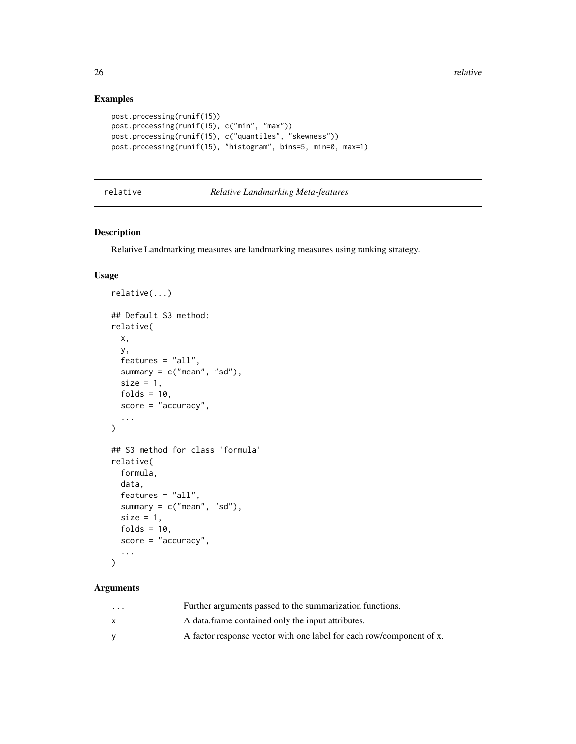## Examples

```
post.processing(runif(15))
post.processing(runif(15), c("min", "max"))
post.processing(runif(15), c("quantiles", "skewness"))
post.processing(runif(15), "histogram", bins=5, min=0, max=1)
```

---

# relative *Relative Landmarking Meta-features*

---

## Description

Relative Landmarking measures are landmarking measures using ranking strategy.

## Usage

```
relative(...)

## Default S3 method:
relative(
  x,
  y,
  features = "all",
  summary = c("mean", "sd"),
  size = 1,
  folds = 10,
  score = "accuracy",
  ...
)

## S3 method for class 'formula'
relative(
  formula,
  data,
  features = "all",
  summary = c("mean", "sd"),
  size = 1,
  folds = 10,
  score = "accuracy",
  ...
)
```

## Arguments

| | |
|---|---|
| ... | Further arguments passed to the summarization functions. |
| x | A data.frame contained only the input attributes. |
| y | A factor response vector with one label for each row/component of x. |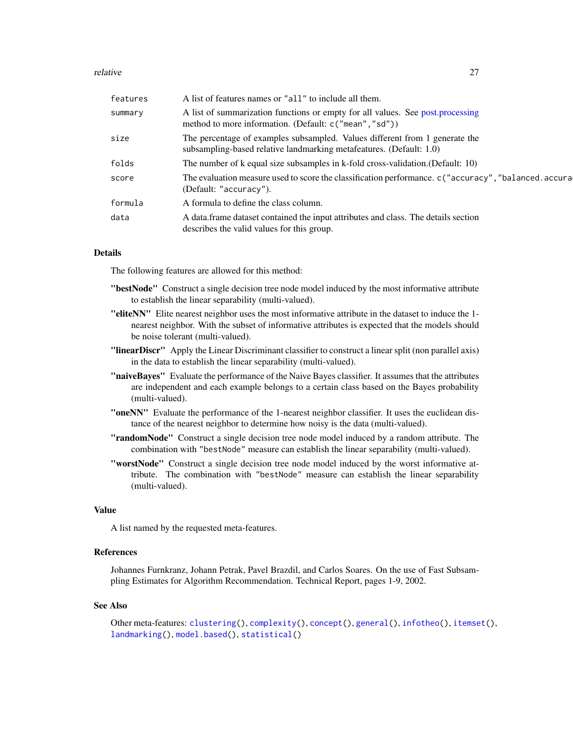| | |
|---|---|
| `features` | A list of features names or `"all"` to include all them. |
| `summary` | A list of summarization functions or empty for all values. See post.processing method to more information. (Default: `c("mean","sd")`) |
| `size` | The percentage of examples subsampled. Values different from 1 generate the subsampling-based relative landmarking metafeatures. (Default: 1.0) |
| `folds` | The number of k equal size subsamples in k-fold cross-validation.(Default: 10) |
| `score` | The evaluation measure used to score the classification performance. `c("accuracy","balanced.accura` (Default: `"accuracy"`). |
| `formula` | A formula to define the class column. |
| `data` | A data.frame dataset contained the input attributes and class. The details section describes the valid values for this group. |

## Details

The following features are allowed for this method:

**"bestNode"** Construct a single decision tree node model induced by the most informative attribute to establish the linear separability (multi-valued).

**"eliteNN"** Elite nearest neighbor uses the most informative attribute in the dataset to induce the 1-nearest neighbor. With the subset of informative attributes is expected that the models should be noise tolerant (multi-valued).

**"linearDiscr"** Apply the Linear Discriminant classifier to construct a linear split (non parallel axis) in the data to establish the linear separability (multi-valued).

**"naiveBayes"** Evaluate the performance of the Naive Bayes classifier. It assumes that the attributes are independent and each example belongs to a certain class based on the Bayes probability (multi-valued).

**"oneNN"** Evaluate the performance of the 1-nearest neighbor classifier. It uses the euclidean distance of the nearest neighbor to determine how noisy is the data (multi-valued).

**"randomNode"** Construct a single decision tree node model induced by a random attribute. The combination with `"bestNode"` measure can establish the linear separability (multi-valued).

**"worstNode"** Construct a single decision tree node model induced by the worst informative attribute. The combination with `"bestNode"` measure can establish the linear separability (multi-valued).

## Value

A list named by the requested meta-features.

## References

Johannes Furnkranz, Johann Petrak, Pavel Brazdil, and Carlos Soares. On the use of Fast Subsampling Estimates for Algorithm Recommendation. Technical Report, pages 1-9, 2002.

## See Also

Other meta-features: `clustering()`, `complexity()`, `concept()`, `general()`, `infotheo()`, `itemset()`, `landmarking()`, `model.based()`, `statistical()`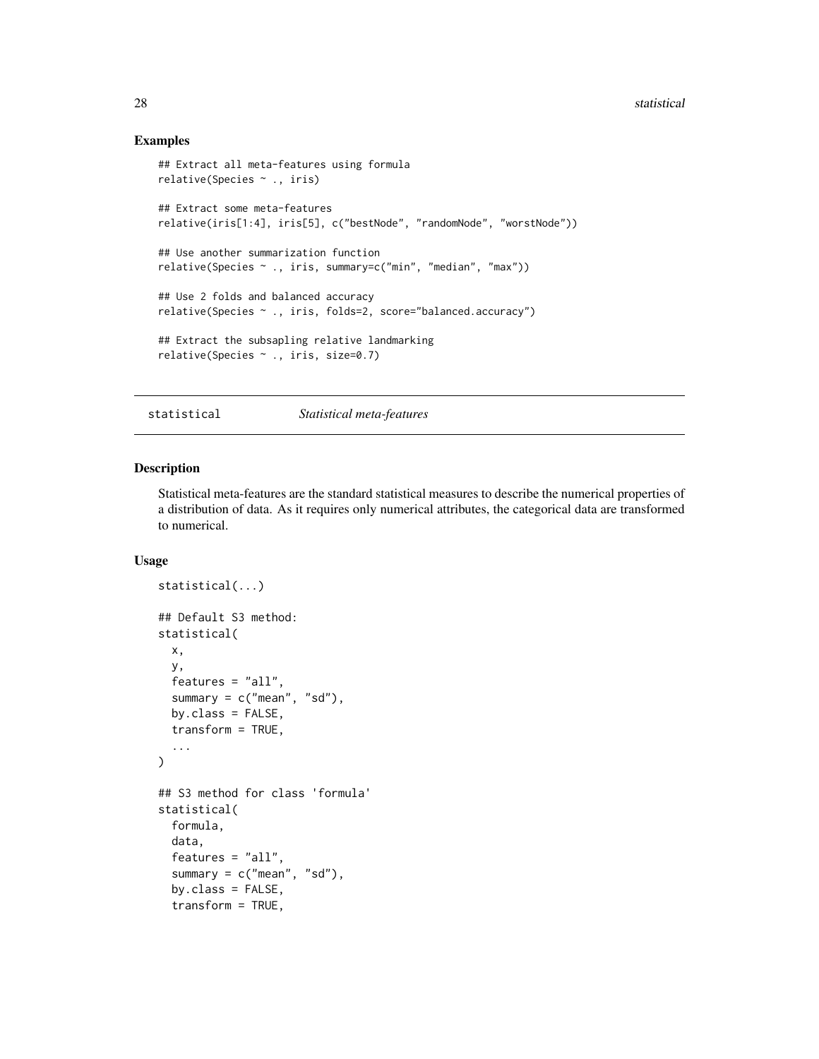### Examples

```
## Extract all meta-features using formula
relative(Species ~ ., iris)

## Extract some meta-features
relative(iris[1:4], iris[5], c("bestNode", "randomNode", "worstNode"))

## Use another summarization function
relative(Species ~ ., iris, summary=c("min", "median", "max"))

## Use 2 folds and balanced accuracy
relative(Species ~ ., iris, folds=2, score="balanced.accuracy")

## Extract the subsapling relative landmarking
relative(Species ~ ., iris, size=0.7)
```

---

## statistical *Statistical meta-features*

### Description

Statistical meta-features are the standard statistical measures to describe the numerical properties of a distribution of data. As it requires only numerical attributes, the categorical data are transformed to numerical.

### Usage

```
statistical(...)

## Default S3 method:
statistical(
  x,
  y,
  features = "all",
  summary = c("mean", "sd"),
  by.class = FALSE,
  transform = TRUE,
  ...
)

## S3 method for class 'formula'
statistical(
  formula,
  data,
  features = "all",
  summary = c("mean", "sd"),
  by.class = FALSE,
  transform = TRUE,
```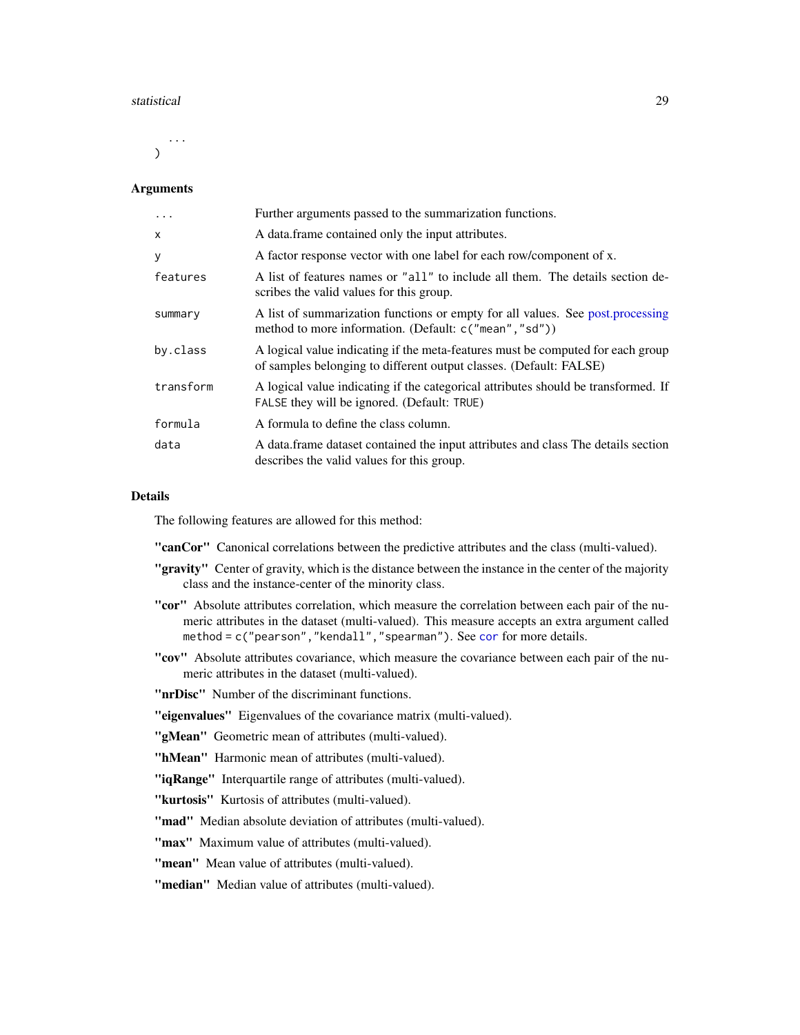```
    ...
)
```

### Arguments

| | |
|---|---|
| `...` | Further arguments passed to the summarization functions. |
| `x` | A data.frame contained only the input attributes. |
| `y` | A factor response vector with one label for each row/component of x. |
| `features` | A list of features names or `"all"` to include all them. The details section describes the valid values for this group. |
| `summary` | A list of summarization functions or empty for all values. See post.processing method to more information. (Default: `c("mean","sd")`) |
| `by.class` | A logical value indicating if the meta-features must be computed for each group of samples belonging to different output classes. (Default: FALSE) |
| `transform` | A logical value indicating if the categorical attributes should be transformed. If `FALSE` they will be ignored. (Default: `TRUE`) |
| `formula` | A formula to define the class column. |
| `data` | A data.frame dataset contained the input attributes and class The details section describes the valid values for this group. |

### Details

The following features are allowed for this method:

**"canCor"** Canonical correlations between the predictive attributes and the class (multi-valued).

**"gravity"** Center of gravity, which is the distance between the instance in the center of the majority class and the instance-center of the minority class.

**"cor"** Absolute attributes correlation, which measure the correlation between each pair of the numeric attributes in the dataset (multi-valued). This measure accepts an extra argument called `method = c("pearson","kendall","spearman")`. See `cor` for more details.

**"cov"** Absolute attributes covariance, which measure the covariance between each pair of the numeric attributes in the dataset (multi-valued).

**"nrDisc"** Number of the discriminant functions.

**"eigenvalues"** Eigenvalues of the covariance matrix (multi-valued).

**"gMean"** Geometric mean of attributes (multi-valued).

**"hMean"** Harmonic mean of attributes (multi-valued).

**"iqRange"** Interquartile range of attributes (multi-valued).

**"kurtosis"** Kurtosis of attributes (multi-valued).

**"mad"** Median absolute deviation of attributes (multi-valued).

**"max"** Maximum value of attributes (multi-valued).

**"mean"** Mean value of attributes (multi-valued).

**"median"** Median value of attributes (multi-valued).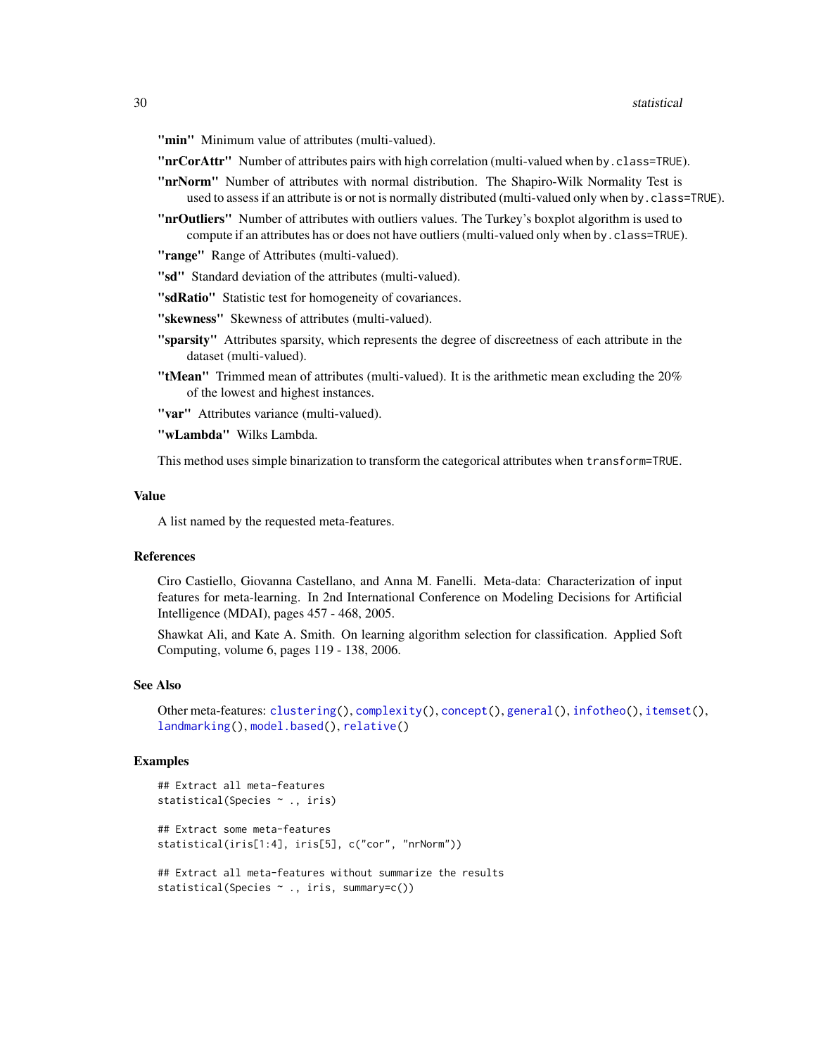**"min"** Minimum value of attributes (multi-valued).

**"nrCorAttr"** Number of attributes pairs with high correlation (multi-valued when `by.class=TRUE`).

**"nrNorm"** Number of attributes with normal distribution. The Shapiro-Wilk Normality Test is used to assess if an attribute is or not is normally distributed (multi-valued only when `by.class=TRUE`).

**"nrOutliers"** Number of attributes with outliers values. The Turkey's boxplot algorithm is used to compute if an attributes has or does not have outliers (multi-valued only when `by.class=TRUE`).

**"range"** Range of Attributes (multi-valued).

**"sd"** Standard deviation of the attributes (multi-valued).

**"sdRatio"** Statistic test for homogeneity of covariances.

**"skewness"** Skewness of attributes (multi-valued).

**"sparsity"** Attributes sparsity, which represents the degree of discreetness of each attribute in the dataset (multi-valued).

**"tMean"** Trimmed mean of attributes (multi-valued). It is the arithmetic mean excluding the 20% of the lowest and highest instances.

**"var"** Attributes variance (multi-valued).

**"wLambda"** Wilks Lambda.

This method uses simple binarization to transform the categorical attributes when `transform=TRUE`.

## Value

A list named by the requested meta-features.

## References

Ciro Castiello, Giovanna Castellano, and Anna M. Fanelli. Meta-data: Characterization of input features for meta-learning. In 2nd International Conference on Modeling Decisions for Artificial Intelligence (MDAI), pages 457 - 468, 2005.

Shawkat Ali, and Kate A. Smith. On learning algorithm selection for classification. Applied Soft Computing, volume 6, pages 119 - 138, 2006.

## See Also

Other meta-features: `clustering()`, `complexity()`, `concept()`, `general()`, `infotheo()`, `itemset()`, `landmarking()`, `model.based()`, `relative()`

## Examples

```
## Extract all meta-features
statistical(Species ~ ., iris)

## Extract some meta-features
statistical(iris[1:4], iris[5], c("cor", "nrNorm"))

## Extract all meta-features without summarize the results
statistical(Species ~ ., iris, summary=c())
```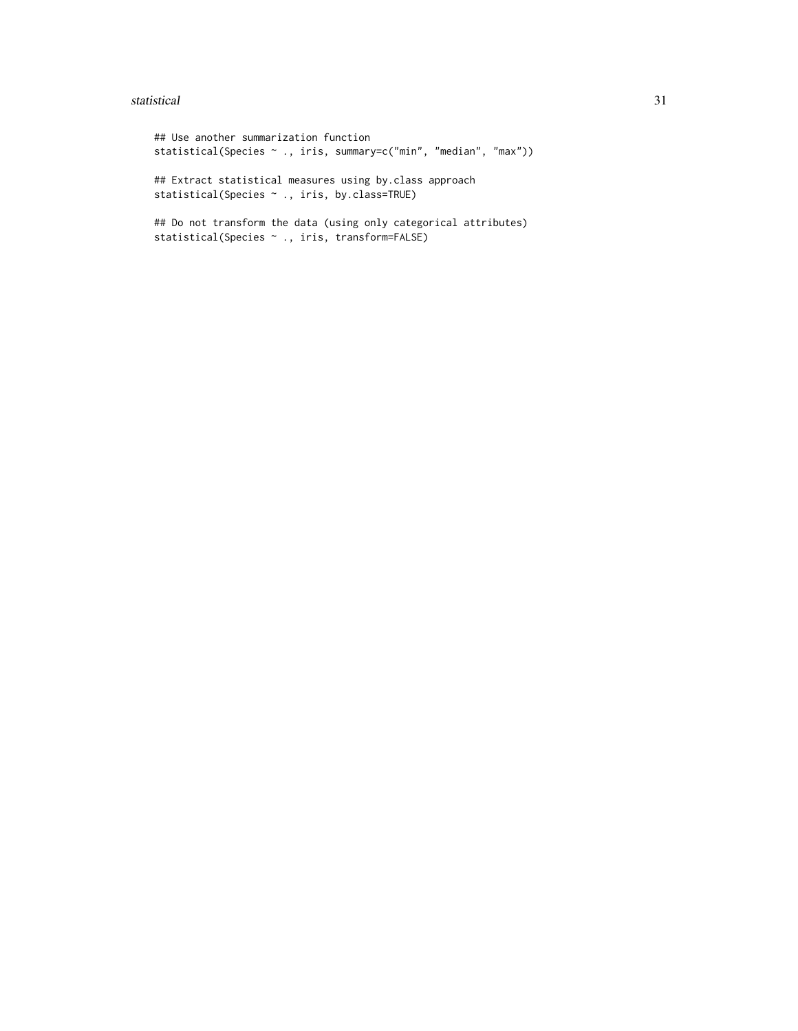```
## Use another summarization function
statistical(Species ~ ., iris, summary=c("min", "median", "max"))

## Extract statistical measures using by.class approach
statistical(Species ~ ., iris, by.class=TRUE)

## Do not transform the data (using only categorical attributes)
statistical(Species ~ ., iris, transform=FALSE)
```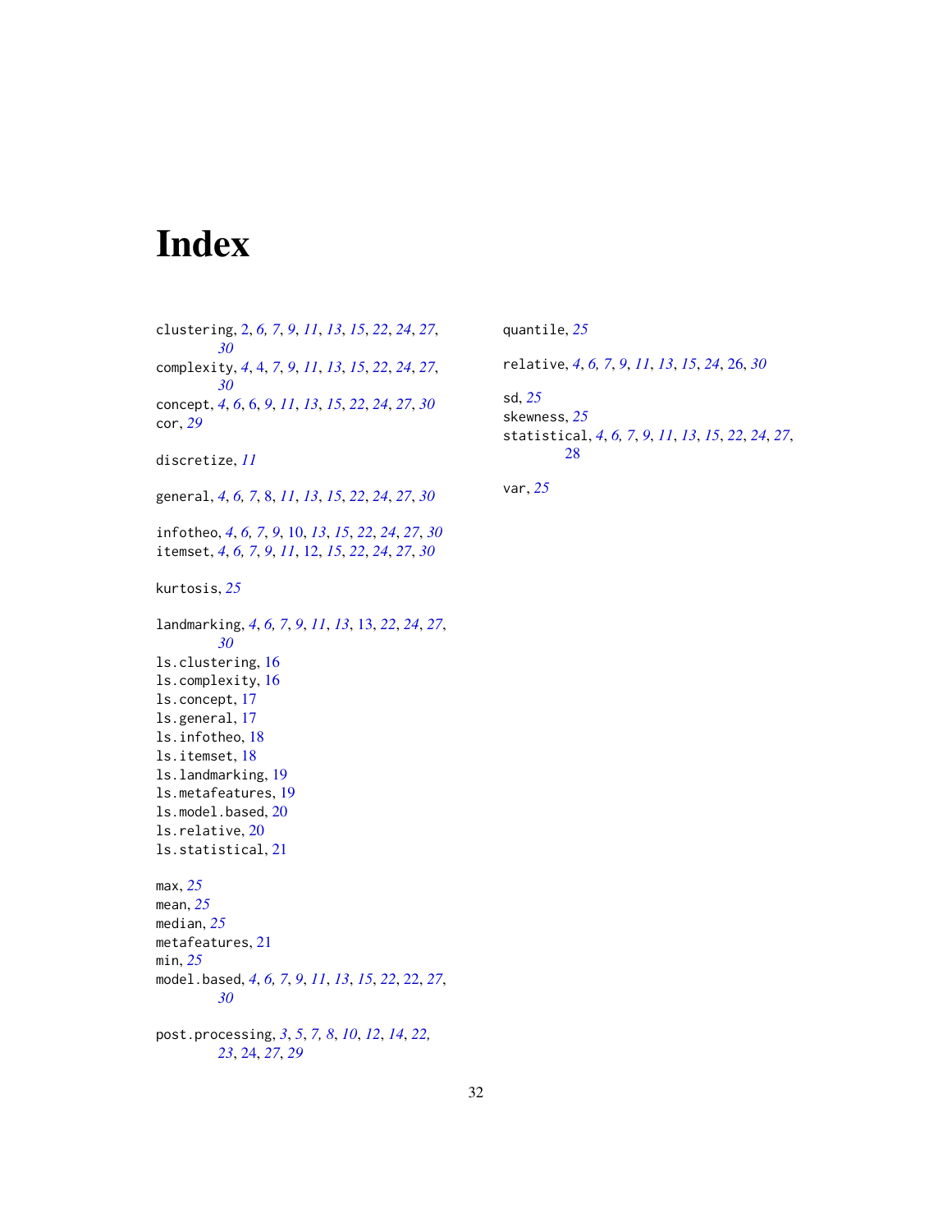# Index

clustering, 2, *6, 7*, *9*, *11*, *13*, *15*, *22*, *24*, *27*, *30*
complexity, *4*, 4, *7*, *9*, *11*, *13*, *15*, *22*, *24*, *27*, *30*
concept, *4*, *6*, 6, *9*, *11*, *13*, *15*, *22*, *24*, *27*, *30*
cor, *29*

discretize, *11*

general, *4*, *6, 7*, 8, *11*, *13*, *15*, *22*, *24*, *27*, *30*

infotheo, *4*, *6, 7*, *9*, 10, *13*, *15*, *22*, *24*, *27*, *30*
itemset, *4*, *6, 7*, *9*, *11*, 12, *15*, *22*, *24*, *27*, *30*

kurtosis, *25*

landmarking, *4*, *6, 7*, *9*, *11*, *13*, 13, *22*, *24*, *27*, *30*
ls.clustering, 16
ls.complexity, 16
ls.concept, 17
ls.general, 17
ls.infotheo, 18
ls.itemset, 18
ls.landmarking, 19
ls.metafeatures, 19
ls.model.based, 20
ls.relative, 20
ls.statistical, 21

max, *25*
mean, *25*
median, *25*
metafeatures, 21
min, *25*
model.based, *4*, *6, 7*, *9*, *11*, *13*, *15*, *22*, 22, *27*, *30*

post.processing, *3*, *5*, *7, 8*, *10*, *12*, *14*, *22, 23*, 24, *27*, *29*

quantile, *25*

relative, *4*, *6, 7*, *9*, *11*, *13*, *15*, *24*, 26, *30*

sd, *25*
skewness, *25*
statistical, *4*, *6, 7*, *9*, *11*, *13*, *15*, *22*, *24*, *27*, 28

var, *25*